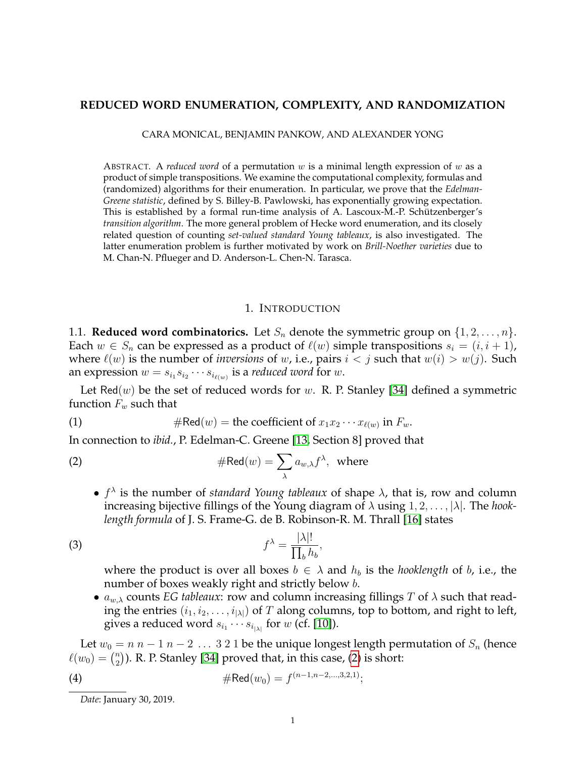# REDUCED WORD ENUMERATION, COMPLEXITY, AND RANDOMIZATION

CARA MONICAL, BENJAMIN PANKOW, AND ALEXANDER YONG

ABSTRACT. A *reduced word* of a permutation $w$ is a minimal length expression of $w$ as a product of simple transpositions. We examine the computational complexity, formulas and (randomized) algorithms for their enumeration. In particular, we prove that the *Edelman-Greene statistic*, defined by S. Billey-B. Pawlowski, has exponentially growing expectation. This is established by a formal run-time analysis of A. Lascoux-M.-P. Schützenberger's *transition algorithm*. The more general problem of Hecke word enumeration, and its closely related question of counting *set-valued standard Young tableaux*, is also investigated. The latter enumeration problem is further motivated by work on *Brill-Noether varieties* due to M. Chan-N. Pflueger and D. Anderson-L. Chen-N. Tarasca.

## 1. INTRODUCTION

**1.1. Reduced word combinatorics.** Let $S_n$ denote the symmetric group on $\{1, 2, \ldots, n\}$. Each $w \in S_n$ can be expressed as a product of $\ell(w)$ simple transpositions $s_i = (i, i+1)$, where $\ell(w)$ is the number of *inversions* of $w$, i.e., pairs $i < j$ such that $w(i) > w(j)$. Such an expression $w = s_{i_1} s_{i_2} \cdots s_{i_{\ell(w)}}$ is a *reduced word* for $w$.

Let $\mathsf{Red}(w)$ be the set of reduced words for $w$. R. P. Stanley [34] defined a symmetric function $F_w$ such that

$$\#\mathsf{Red}(w) = \text{the coefficient of } x_1 x_2 \cdots x_{\ell(w)} \text{ in } F_w. \tag{1}$$

In connection to *ibid.*, P. Edelman-C. Greene [13, Section 8] proved that

$$\#\mathsf{Red}(w) = \sum_{\lambda} a_{w,\lambda} f^{\lambda}, \text{ where} \tag{2}$$

- $f^\lambda$ is the number of *standard Young tableaux* of shape $\lambda$, that is, row and column increasing bijective fillings of the Young diagram of $\lambda$ using $1, 2, \ldots, |\lambda|$. The *hook-length formula* of J. S. Frame-G. de B. Robinson-R. M. Thrall [16] states

$$f^\lambda = \frac{|\lambda|!}{\prod_b h_b}, \tag{3}$$

  where the product is over all boxes $b \in \lambda$ and $h_b$ is the *hooklength* of $b$, i.e., the number of boxes weakly right and strictly below $b$.

- $a_{w,\lambda}$ counts *EG tableaux*: row and column increasing fillings $T$ of $\lambda$ such that reading the entries $(i_1, i_2, \ldots, i_{|\lambda|})$ of $T$ along columns, top to bottom, and right to left, gives a reduced word $s_{i_1} \cdots s_{i_{|\lambda|}}$ for $w$ (cf. [10]).

Let $w_0 = n\ n-1\ n-2\ \ldots\ 3\ 2\ 1$ be the unique longest length permutation of $S_n$ (hence $\ell(w_0) = \binom{n}{2}$). R. P. Stanley [34] proved that, in this case, (2) is short:

$$\#\mathsf{Red}(w_0) = f^{(n-1,n-2,\ldots,3,2,1)}; \tag{4}$$

*Date*: January 30, 2019.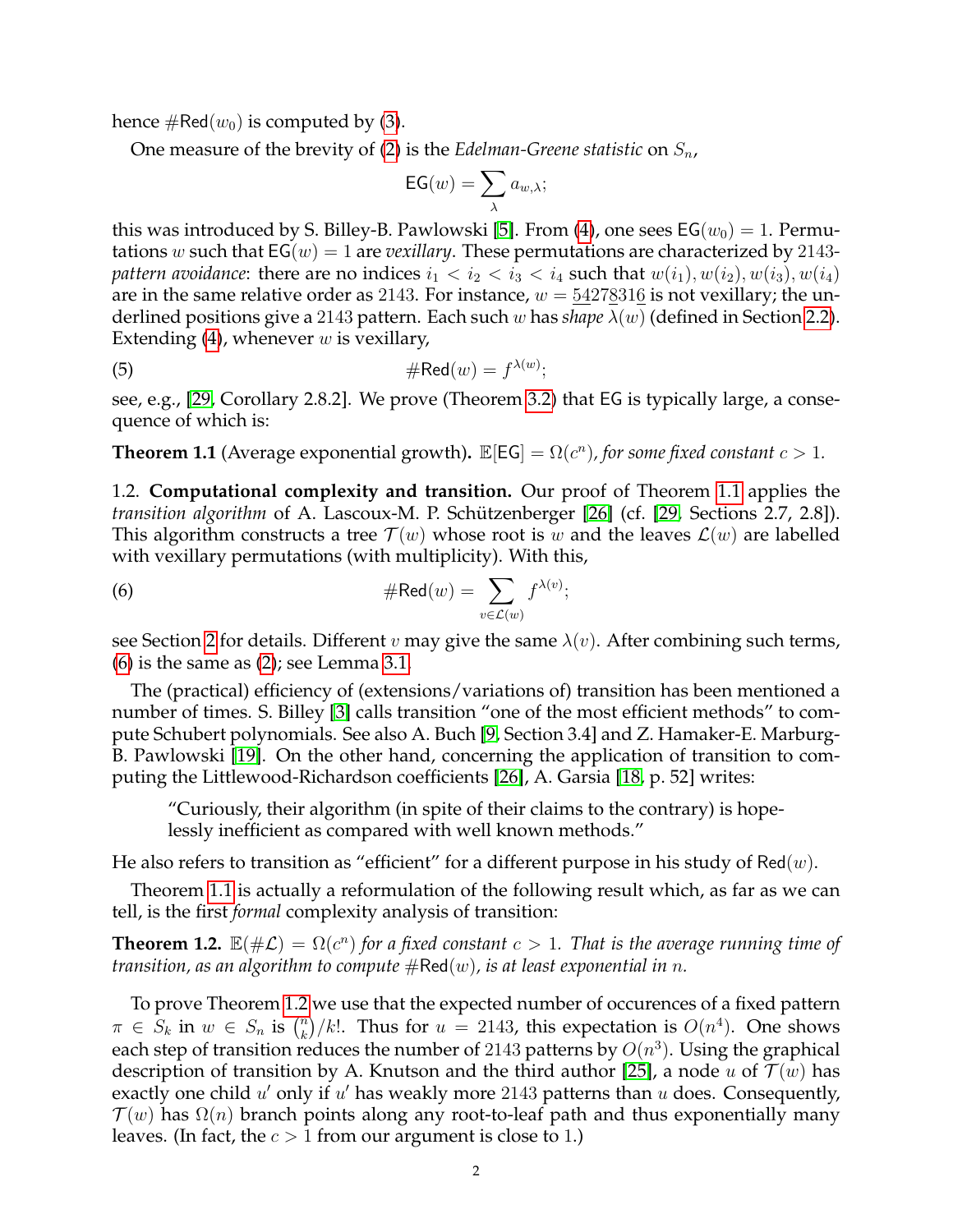hence $\#\mathsf{Red}(w_0)$ is computed by (3).

One measure of the brevity of (2) is the *Edelman-Greene statistic* on $S_n$,

$$\mathsf{EG}(w) = \sum_{\lambda} a_{w,\lambda};$$

this was introduced by S. Billey-B. Pawlowski [5]. From (4), one sees $\mathsf{EG}(w_0) = 1$. Permutations $w$ such that $\mathsf{EG}(w) = 1$ are *vexillary*. These permutations are characterized by 2143-*pattern avoidance*: there are no indices $i_1 < i_2 < i_3 < i_4$ such that $w(i_1), w(i_2), w(i_3), w(i_4)$ are in the same relative order as 2143. For instance, $w = \underline{5}\underline{4}27\underline{8}31\underline{6}$ is not vexillary; the underlined positions give a 2143 pattern. Each such $w$ has *shape* $\lambda(w)$ (defined in Section 2.2). Extending (4), whenever $w$ is vexillary,

$$\#\mathsf{Red}(w) = f^{\lambda(w)}; \tag{5}$$

see, e.g., [29, Corollary 2.8.2]. We prove (Theorem 3.2) that EG is typically large, a consequence of which is:

**Theorem 1.1** (Average exponential growth)**.** *$\mathbb{E}[\mathsf{EG}] = \Omega(c^n)$, for some fixed constant $c > 1$.*

1.2. **Computational complexity and transition.** Our proof of Theorem 1.1 applies the *transition algorithm* of A. Lascoux-M. P. Schützenberger [26] (cf. [29, Sections 2.7, 2.8]). This algorithm constructs a tree $\mathcal{T}(w)$ whose root is $w$ and the leaves $\mathcal{L}(w)$ are labelled with vexillary permutations (with multiplicity). With this,

$$\#\mathsf{Red}(w) = \sum_{v \in \mathcal{L}(w)} f^{\lambda(v)}; \tag{6}$$

see Section 2 for details. Different $v$ may give the same $\lambda(v)$. After combining such terms, (6) is the same as (2); see Lemma 3.1.

The (practical) efficiency of (extensions/variations of) transition has been mentioned a number of times. S. Billey [3] calls transition "one of the most efficient methods" to compute Schubert polynomials. See also A. Buch [9, Section 3.4] and Z. Hamaker-E. Marburg-B. Pawlowski [19]. On the other hand, concerning the application of transition to computing the Littlewood-Richardson coefficients [26], A. Garsia [18, p. 52] writes:

> "Curiously, their algorithm (in spite of their claims to the contrary) is hopelessly inefficient as compared with well known methods."

He also refers to transition as "efficient" for a different purpose in his study of $\mathsf{Red}(w)$.

Theorem 1.1 is actually a reformulation of the following result which, as far as we can tell, is the first *formal* complexity analysis of transition:

**Theorem 1.2.** *$\mathbb{E}(\#\mathcal{L}) = \Omega(c^n)$ for a fixed constant $c > 1$. That is the average running time of transition, as an algorithm to compute $\#\mathsf{Red}(w)$, is at least exponential in $n$.*

To prove Theorem 1.2 we use that the expected number of occurences of a fixed pattern $\pi \in S_k$ in $w \in S_n$ is $\binom{n}{k}/k!$. Thus for $u = 2143$, this expectation is $O(n^4)$. One shows each step of transition reduces the number of 2143 patterns by $O(n^3)$. Using the graphical description of transition by A. Knutson and the third author [25], a node $u$ of $\mathcal{T}(w)$ has exactly one child $u'$ only if $u'$ has weakly more 2143 patterns than $u$ does. Consequently, $\mathcal{T}(w)$ has $\Omega(n)$ branch points along any root-to-leaf path and thus exponentially many leaves. (In fact, the $c > 1$ from our argument is close to 1.)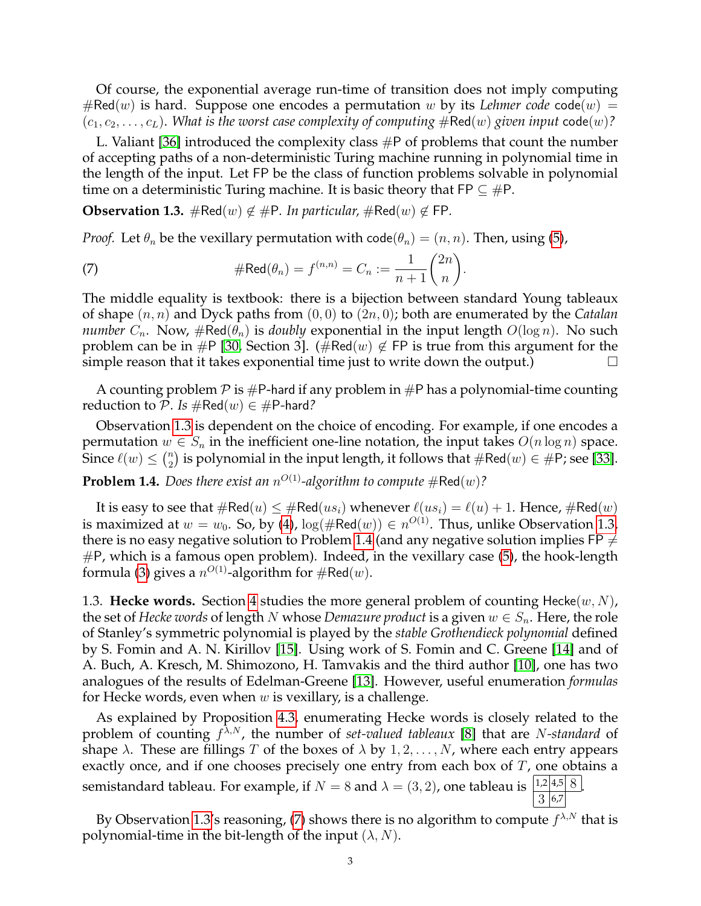Of course, the exponential average run-time of transition does not imply computing $\#\mathsf{Red}(w)$ is hard. Suppose one encodes a permutation $w$ by its *Lehmer code* $\mathsf{code}(w) = (c_1, c_2, \ldots, c_L)$. *What is the worst case complexity of computing* $\#\mathsf{Red}(w)$ *given input* $\mathsf{code}(w)$*?*

L. Valiant [36] introduced the complexity class $\#\mathsf{P}$ of problems that count the number of accepting paths of a non-deterministic Turing machine running in polynomial time in the length of the input. Let $\mathsf{FP}$ be the class of function problems solvable in polynomial time on a deterministic Turing machine. It is basic theory that $\mathsf{FP} \subseteq \#\mathsf{P}$.

**Observation 1.3.** $\#\mathsf{Red}(w) \notin \#\mathsf{P}$. *In particular,* $\#\mathsf{Red}(w) \notin \mathsf{FP}$.

*Proof.* Let $\theta_n$ be the vexillary permutation with $\mathsf{code}(\theta_n) = (n, n)$. Then, using (5),

$$\#\mathsf{Red}(\theta_n) = f^{(n,n)} = C_n := \frac{1}{n+1}\binom{2n}{n}. \tag{7}$$

The middle equality is textbook: there is a bijection between standard Young tableaux of shape $(n, n)$ and Dyck paths from $(0, 0)$ to $(2n, 0)$; both are enumerated by the *Catalan number* $C_n$. Now, $\#\mathsf{Red}(\theta_n)$ is *doubly* exponential in the input length $O(\log n)$. No such problem can be in $\#\mathsf{P}$ [30, Section 3]. ($\#\mathsf{Red}(w) \notin \mathsf{FP}$ is true from this argument for the simple reason that it takes exponential time just to write down the output.) $\square$

A counting problem $\mathcal{P}$ is $\#\mathsf{P}$-hard if any problem in $\#\mathsf{P}$ has a polynomial-time counting reduction to $\mathcal{P}$. *Is* $\#\mathsf{Red}(w) \in \#\mathsf{P}$-hard*?*

Observation 1.3 is dependent on the choice of encoding. For example, if one encodes a permutation $w \in S_n$ in the inefficient one-line notation, the input takes $O(n \log n)$ space. Since $\ell(w) \leq \binom{n}{2}$ is polynomial in the input length, it follows that $\#\mathsf{Red}(w) \in \#\mathsf{P}$; see [33].

**Problem 1.4.** *Does there exist an* $n^{O(1)}$*-algorithm to compute* $\#\mathsf{Red}(w)$*?*

It is easy to see that $\#\mathsf{Red}(u) \leq \#\mathsf{Red}(us_i)$ whenever $\ell(us_i) = \ell(u) + 1$. Hence, $\#\mathsf{Red}(w)$ is maximized at $w = w_0$. So, by (4), $\log(\#\mathsf{Red}(w)) \in n^{O(1)}$. Thus, unlike Observation 1.3, there is no easy negative solution to Problem 1.4 (and any negative solution implies $\mathsf{FP} \neq \#\mathsf{P}$, which is a famous open problem). Indeed, in the vexillary case (5), the hook-length formula (3) gives a $n^{O(1)}$-algorithm for $\#\mathsf{Red}(w)$.

1.3. **Hecke words.** Section 4 studies the more general problem of counting $\mathsf{Hecke}(w, N)$, the set of *Hecke words* of length $N$ whose *Demazure product* is a given $w \in S_n$. Here, the role of Stanley's symmetric polynomial is played by the *stable Grothendieck polynomial* defined by S. Fomin and A. N. Kirillov [15]. Using work of S. Fomin and C. Greene [14] and of A. Buch, A. Kresch, M. Shimozono, H. Tamvakis and the third author [10], one has two analogues of the results of Edelman-Greene [13]. However, useful enumeration *formulas* for Hecke words, even when $w$ is vexillary, is a challenge.

As explained by Proposition 4.3, enumerating Hecke words is closely related to the problem of counting $f^{\lambda,N}$, the number of *set-valued tableaux* [8] that are $N$*-standard* of shape $\lambda$. These are fillings $T$ of the boxes of $\lambda$ by $1, 2, \ldots, N$, where each entry appears exactly once, and if one chooses precisely one entry from each box of $T$, one obtains a semistandard tableau. For example, if $N = 8$ and $\lambda = (3, 2)$, one tableau is

| 1,2 | 4,5 | 8 |
|---|---|---|
| 3 | 6,7 | |

By Observation 1.3's reasoning, (7) shows there is no algorithm to compute $f^{\lambda,N}$ that is polynomial-time in the bit-length of the input $(\lambda, N)$.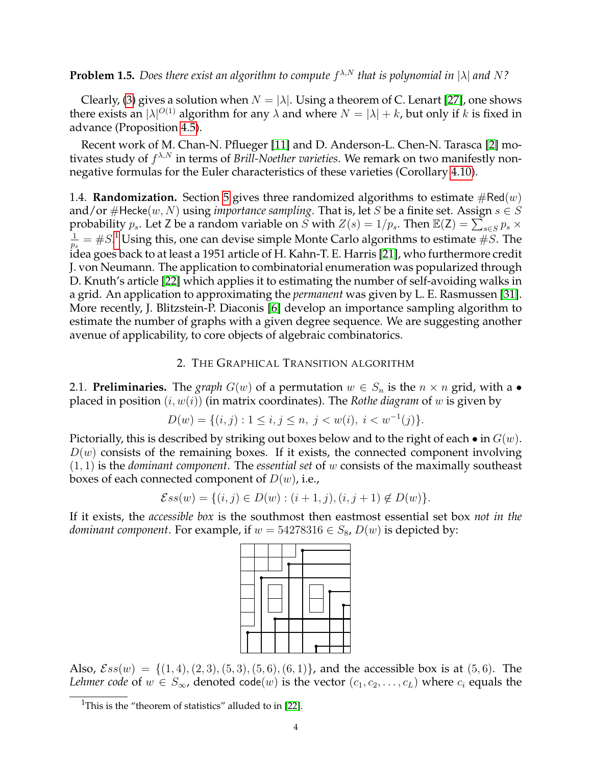**Problem 1.5.** *Does there exist an algorithm to compute $f^{\lambda,N}$ that is polynomial in $|\lambda|$ and $N$?*

Clearly, (3) gives a solution when $N = |\lambda|$. Using a theorem of C. Lenart [27], one shows there exists an $|\lambda|^{O(1)}$ algorithm for any $\lambda$ and where $N = |\lambda| + k$, but only if $k$ is fixed in advance (Proposition 4.5).

Recent work of M. Chan-N. Pflueger [11] and D. Anderson-L. Chen-N. Tarasca [2] motivates study of $f^{\lambda,N}$ in terms of *Brill-Noether varieties*. We remark on two manifestly nonnegative formulas for the Euler characteristics of these varieties (Corollary 4.10).

1.4. **Randomization.** Section 5 gives three randomized algorithms to estimate $\#\mathsf{Red}(w)$ and/or $\#\mathsf{Hecke}(w,N)$ using *importance sampling*. That is, let $S$ be a finite set. Assign $s \in S$ probability $p_s$. Let $\mathsf{Z}$ be a random variable on $S$ with $Z(s) = 1/p_s$. Then $\mathbb{E}(\mathsf{Z}) = \sum_{s\in S} p_s \times \frac{1}{p_s} = \#S$.[1] Using this, one can devise simple Monte Carlo algorithms to estimate $\#S$. The idea goes back to at least a 1951 article of H. Kahn-T. E. Harris [21], who furthermore credit J. von Neumann. The application to combinatorial enumeration was popularized through D. Knuth's article [22] which applies it to estimating the number of self-avoiding walks in a grid. An application to approximating the *permanent* was given by L. E. Rasmussen [31]. More recently, J. Blitzstein-P. Diaconis [6] develop an importance sampling algorithm to estimate the number of graphs with a given degree sequence. We are suggesting another avenue of applicability, to core objects of algebraic combinatorics.

## 2. The Graphical Transition algorithm

2.1. **Preliminaries.** The *graph* $G(w)$ of a permutation $w \in S_n$ is the $n \times n$ grid, with a $\bullet$ placed in position $(i, w(i))$ (in matrix coordinates). The *Rothe diagram* of $w$ is given by

$$D(w) = \{(i,j) : 1 \leq i,j \leq n,\ j < w(i),\ i < w^{-1}(j)\}.$$

Pictorially, this is described by striking out boxes below and to the right of each $\bullet$ in $G(w)$. $D(w)$ consists of the remaining boxes. If it exists, the connected component involving $(1,1)$ is the *dominant component*. The *essential set* of $w$ consists of the maximally southeast boxes of each connected component of $D(w)$, i.e.,

$$\mathcal{E}ss(w) = \{(i,j) \in D(w) : (i+1,j), (i,j+1) \notin D(w)\}.$$

If it exists, the *accessible box* is the southmost then eastmost essential set box *not in the dominant component*. For example, if $w = 54278316 \in S_8$, $D(w)$ is depicted by:

Also, $\mathcal{E}ss(w) = \{(1,4),(2,3),(5,3),(5,6),(6,1)\}$, and the accessible box is at $(5,6)$. The *Lehmer code* of $w \in S_\infty$, denoted $\mathsf{code}(w)$ is the vector $(c_1, c_2, \ldots, c_L)$ where $c_i$ equals the

[1] This is the "theorem of statistics" alluded to in [22].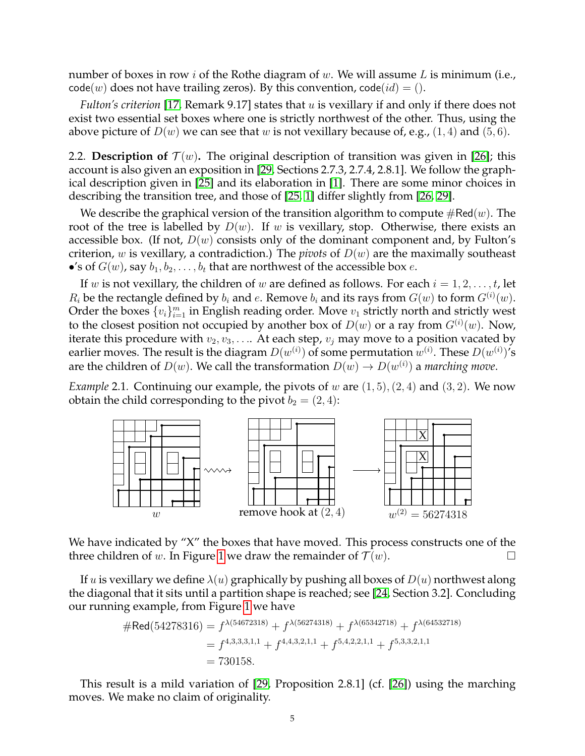number of boxes in row $i$ of the Rothe diagram of $w$. We will assume $L$ is minimum (i.e., $\mathsf{code}(w)$ does not have trailing zeros). By this convention, $\mathsf{code}(id) = ()$.

*Fulton's criterion* [17, Remark 9.17] states that $u$ is vexillary if and only if there does not exist two essential set boxes where one is strictly northwest of the other. Thus, using the above picture of $D(w)$ we can see that $w$ is not vexillary because of, e.g., $(1, 4)$ and $(5, 6)$.

2.2. **Description of $\mathcal{T}(w)$.** The original description of transition was given in [26]; this account is also given an exposition in [29, Sections 2.7.3, 2.7.4, 2.8.1]. We follow the graphical description given in [25] and its elaboration in [1]. There are some minor choices in describing the transition tree, and those of [25, 1] differ slightly from [26, 29].

We describe the graphical version of the transition algorithm to compute $\#\mathsf{Red}(w)$. The root of the tree is labelled by $D(w)$. If $w$ is vexillary, stop. Otherwise, there exists an accessible box. (If not, $D(w)$ consists only of the dominant component and, by Fulton's criterion, $w$ is vexillary, a contradiction.) The *pivots* of $D(w)$ are the maximally southeast $\bullet$'s of $G(w)$, say $b_1, b_2, \ldots, b_t$ that are northwest of the accessible box $e$.

If $w$ is not vexillary, the children of $w$ are defined as follows. For each $i = 1, 2, \ldots, t$, let $R_i$ be the rectangle defined by $b_i$ and $e$. Remove $b_i$ and its rays from $G(w)$ to form $G^{(i)}(w)$. Order the boxes $\{v_i\}_{i=1}^m$ in English reading order. Move $v_1$ strictly north and strictly west to the closest position not occupied by another box of $D(w)$ or a ray from $G^{(i)}(w)$. Now, iterate this procedure with $v_2, v_3, \ldots$. At each step, $v_j$ may move to a position vacated by earlier moves. The result is the diagram $D(w^{(i)})$ of some permutation $w^{(i)}$. These $D(w^{(i)})$'s are the children of $D(w)$. We call the transformation $D(w) \to D(w^{(i)})$ a *marching move*.

*Example* 2.1. Continuing our example, the pivots of $w$ are $(1, 5), (2, 4)$ and $(3, 2)$. We now obtain the child corresponding to the pivot $b_2 = (2, 4)$:

$w$ $\rightsquigarrow$ remove hook at $(2, 4)$ $\longrightarrow$ $w^{(2)} = 56274318$

We have indicated by "X" the boxes that have moved. This process constructs one of the three children of $w$. In Figure 1 we draw the remainder of $\mathcal{T}(w)$. $\square$

If $u$ is vexillary we define $\lambda(u)$ graphically by pushing all boxes of $D(u)$ northwest along the diagonal that it sits until a partition shape is reached; see [24, Section 3.2]. Concluding our running example, from Figure 1 we have

$$\begin{aligned}
\#\mathsf{Red}(54278316) &= f^{\lambda(54672318)} + f^{\lambda(56274318)} + f^{\lambda(65342718)} + f^{\lambda(64532718)} \\
&= f^{4,3,3,3,1,1} + f^{4,4,3,2,1,1} + f^{5,4,2,2,1,1} + f^{5,3,3,2,1,1} \\
&= 730158.
\end{aligned}$$

This result is a mild variation of [29, Proposition 2.8.1] (cf. [26]) using the marching moves. We make no claim of originality.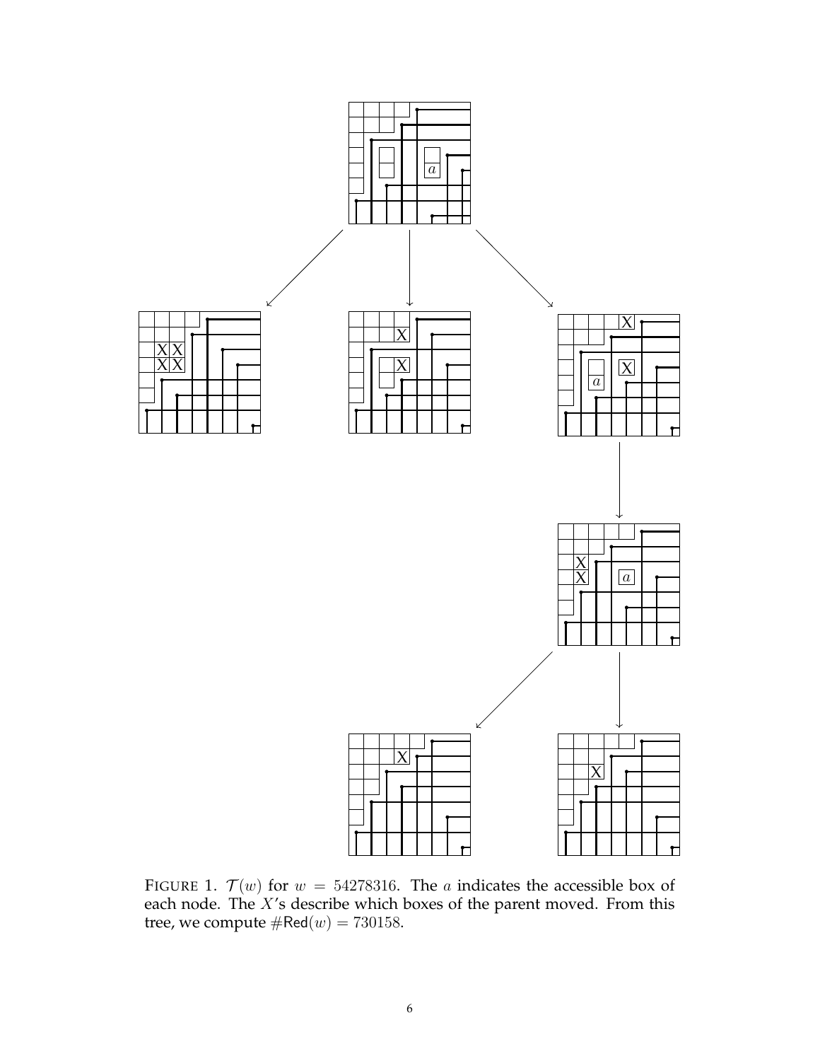FIGURE 1. $\mathcal{T}(w)$ for $w = 54278316$. The $a$ indicates the accessible box of each node. The $X$'s describe which boxes of the parent moved. From this tree, we compute $\#\mathsf{Red}(w) = 730158$.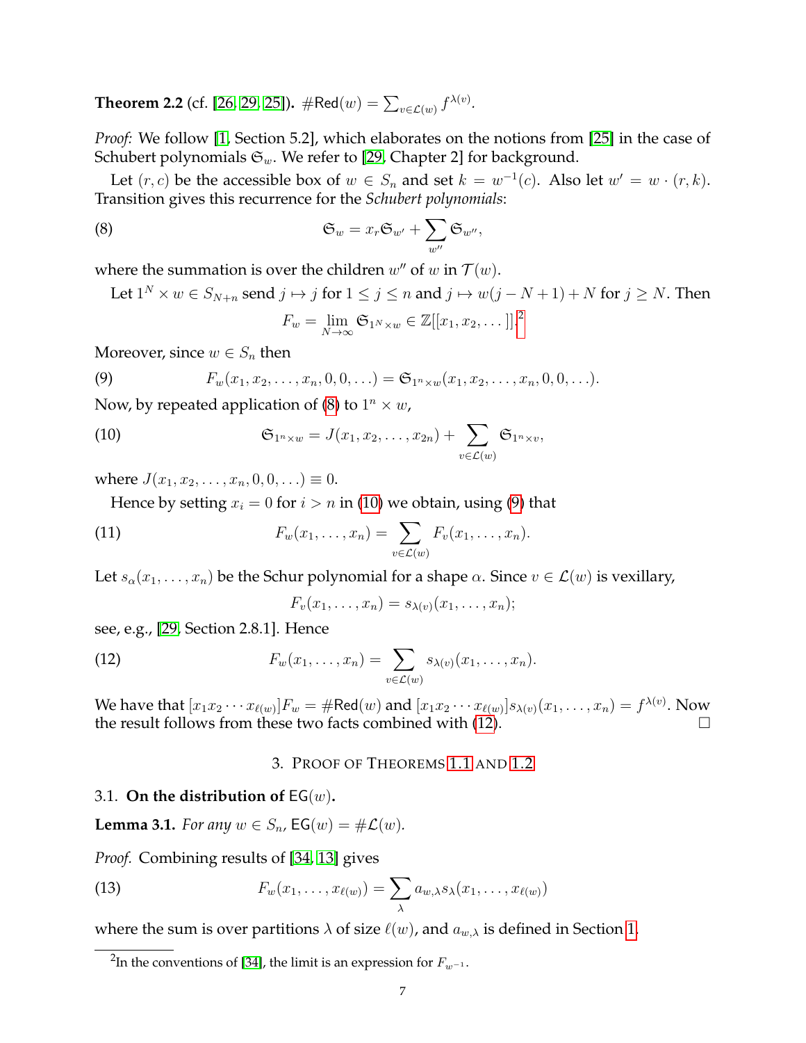**Theorem 2.2** (cf. [26, 29, 25]). $\#\mathsf{Red}(w) = \sum_{v\in\mathcal{L}(w)} f^{\lambda(v)}$.

*Proof:* We follow [1, Section 5.2], which elaborates on the notions from [25] in the case of Schubert polynomials $\mathfrak{S}_w$. We refer to [29, Chapter 2] for background.

Let $(r, c)$ be the accessible box of $w \in S_n$ and set $k = w^{-1}(c)$. Also let $w' = w \cdot (r, k)$. Transition gives this recurrence for the *Schubert polynomials*:

$$\mathfrak{S}_w = x_r \mathfrak{S}_{w'} + \sum_{w''} \mathfrak{S}_{w''}, \tag{8}$$

where the summation is over the children $w''$ of $w$ in $\mathcal{T}(w)$.

Let $1^N \times w \in S_{N+n}$ send $j \mapsto j$ for $1 \le j \le n$ and $j \mapsto w(j - N + 1) + N$ for $j \ge N$. Then

$$F_w = \lim_{N\to\infty} \mathfrak{S}_{1^N\times w} \in \mathbb{Z}[[x_1, x_2, \dots]].^2$$

Moreover, since $w \in S_n$ then

$$F_w(x_1, x_2, \dots, x_n, 0, 0, \dots) = \mathfrak{S}_{1^n\times w}(x_1, x_2, \dots, x_n, 0, 0, \dots). \tag{9}$$

Now, by repeated application of (8) to $1^n \times w$,

$$\mathfrak{S}_{1^n\times w} = J(x_1, x_2, \dots, x_{2n}) + \sum_{v\in\mathcal{L}(w)} \mathfrak{S}_{1^n\times v}, \tag{10}$$

where $J(x_1, x_2, \dots, x_n, 0, 0, \dots) \equiv 0$.

Hence by setting $x_i = 0$ for $i > n$ in (10) we obtain, using (9) that

$$F_w(x_1, \dots, x_n) = \sum_{v\in\mathcal{L}(w)} F_v(x_1, \dots, x_n). \tag{11}$$

Let $s_\alpha(x_1, \dots, x_n)$ be the Schur polynomial for a shape $\alpha$. Since $v \in \mathcal{L}(w)$ is vexillary,

$$F_v(x_1, \dots, x_n) = s_{\lambda(v)}(x_1, \dots, x_n);$$

see, e.g., [29, Section 2.8.1]. Hence

$$F_w(x_1, \dots, x_n) = \sum_{v\in\mathcal{L}(w)} s_{\lambda(v)}(x_1, \dots, x_n). \tag{12}$$

We have that $[x_1x_2\cdots x_{\ell(w)}]F_w = \#\mathsf{Red}(w)$ and $[x_1x_2\cdots x_{\ell(w)}]s_{\lambda(v)}(x_1, \dots, x_n) = f^{\lambda(v)}$. Now the result follows from these two facts combined with (12). $\square$

## 3. Proof of Theorems 1.1 and 1.2

### 3.1. On the distribution of $\mathsf{EG}(w)$.

**Lemma 3.1.** *For any $w \in S_n$, $\mathsf{EG}(w) = \#\mathcal{L}(w)$.*

*Proof.* Combining results of [34, 13] gives

$$F_w(x_1, \dots, x_{\ell(w)}) = \sum_\lambda a_{w,\lambda} s_\lambda(x_1, \dots, x_{\ell(w)}) \tag{13}$$

where the sum is over partitions $\lambda$ of size $\ell(w)$, and $a_{w,\lambda}$ is defined in Section 1.

---

[2] In the conventions of [34], the limit is an expression for $F_{w^{-1}}$.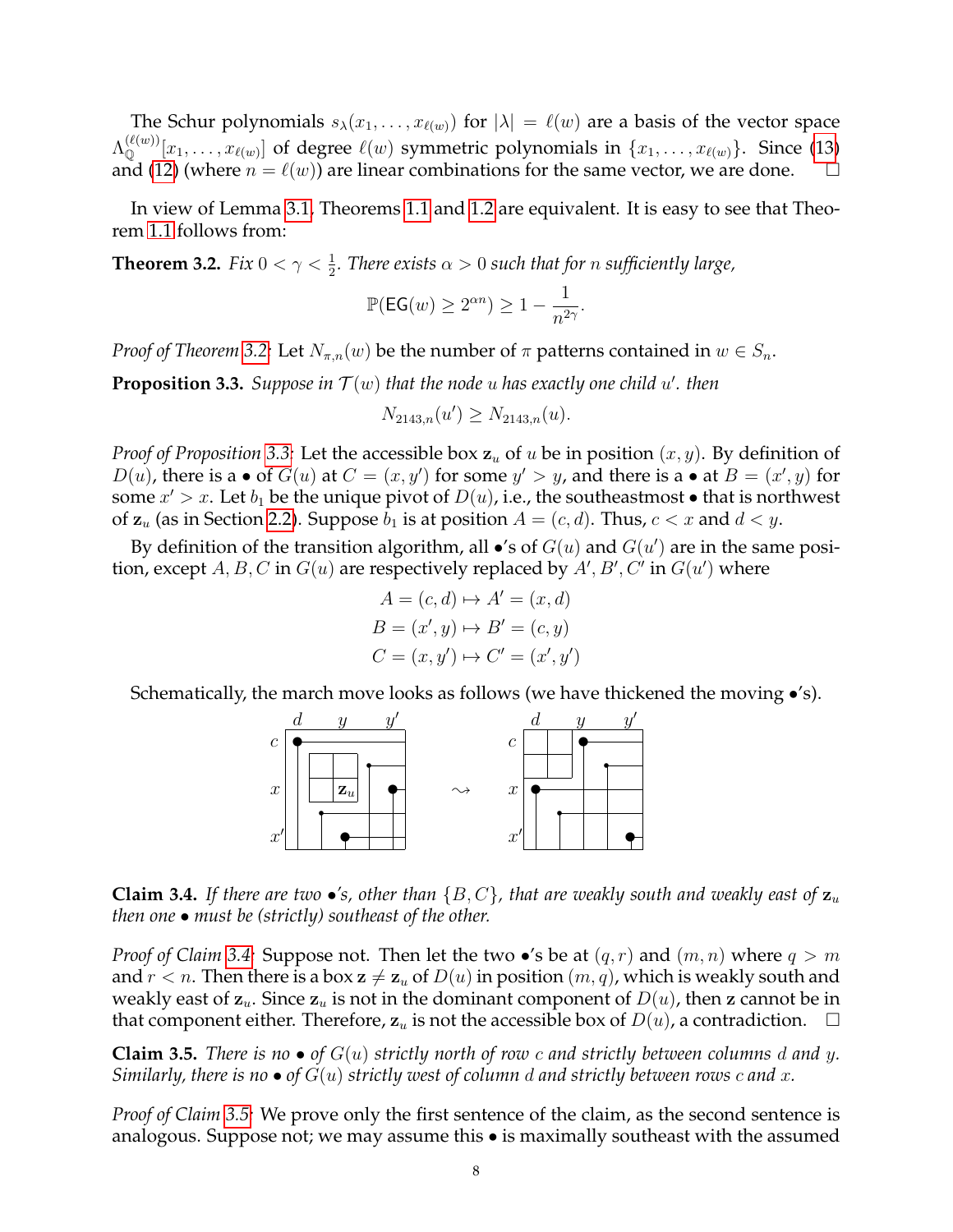The Schur polynomials $s_\lambda(x_1, \ldots, x_{\ell(w)})$ for $|\lambda| = \ell(w)$ are a basis of the vector space $\Lambda_{\mathbb{Q}}^{(\ell(w))}[x_1, \ldots, x_{\ell(w)}]$ of degree $\ell(w)$ symmetric polynomials in $\{x_1, \ldots, x_{\ell(w)}\}$. Since (13) and (12) (where $n = \ell(w)$) are linear combinations for the same vector, we are done. □

In view of Lemma 3.1, Theorems 1.1 and 1.2 are equivalent. It is easy to see that Theorem 1.1 follows from:

**Theorem 3.2.** *Fix $0 < \gamma < \frac{1}{2}$. There exists $\alpha > 0$ such that for $n$ sufficiently large,*

$$\mathbb{P}(\mathsf{EG}(w) \geq 2^{\alpha n}) \geq 1 - \frac{1}{n^{2\gamma}}.$$

*Proof of Theorem 3.2:* Let $N_{\pi,n}(w)$ be the number of $\pi$ patterns contained in $w \in S_n$.

**Proposition 3.3.** *Suppose in $\mathcal{T}(w)$ that the node $u$ has exactly one child $u'$. then*

$$N_{2143,n}(u') \geq N_{2143,n}(u).$$

*Proof of Proposition 3.3:* Let the accessible box $\mathbf{z}_u$ of $u$ be in position $(x, y)$. By definition of $D(u)$, there is a $\bullet$ of $G(u)$ at $C = (x, y')$ for some $y' > y$, and there is a $\bullet$ at $B = (x', y)$ for some $x' > x$. Let $b_1$ be the unique pivot of $D(u)$, i.e., the southeastmost $\bullet$ that is northwest of $\mathbf{z}_u$ (as in Section 2.2). Suppose $b_1$ is at position $A = (c, d)$. Thus, $c < x$ and $d < y$.

By definition of the transition algorithm, all $\bullet$'s of $G(u)$ and $G(u')$ are in the same position, except $A, B, C$ in $G(u)$ are respectively replaced by $A', B', C'$ in $G(u')$ where

$$A = (c, d) \mapsto A' = (x, d)$$
$$B = (x', y) \mapsto B' = (c, y)$$
$$C = (x, y') \mapsto C' = (x', y')$$

Schematically, the march move looks as follows (we have thickened the moving $\bullet$'s).

**Claim 3.4.** *If there are two $\bullet$'s, other than $\{B, C\}$, that are weakly south and weakly east of $\mathbf{z}_u$ then one $\bullet$ must be (strictly) southeast of the other.*

*Proof of Claim 3.4:* Suppose not. Then let the two $\bullet$'s be at $(q, r)$ and $(m, n)$ where $q > m$ and $r < n$. Then there is a box $\mathbf{z} \neq \mathbf{z}_u$ of $D(u)$ in position $(m, q)$, which is weakly south and weakly east of $\mathbf{z}_u$. Since $\mathbf{z}_u$ is not in the dominant component of $D(u)$, then $\mathbf{z}$ cannot be in that component either. Therefore, $\mathbf{z}_u$ is not the accessible box of $D(u)$, a contradiction. □

**Claim 3.5.** *There is no $\bullet$ of $G(u)$ strictly north of row $c$ and strictly between columns $d$ and $y$. Similarly, there is no $\bullet$ of $G(u)$ strictly west of column $d$ and strictly between rows $c$ and $x$.*

*Proof of Claim 3.5:* We prove only the first sentence of the claim, as the second sentence is analogous. Suppose not; we may assume this $\bullet$ is maximally southeast with the assumed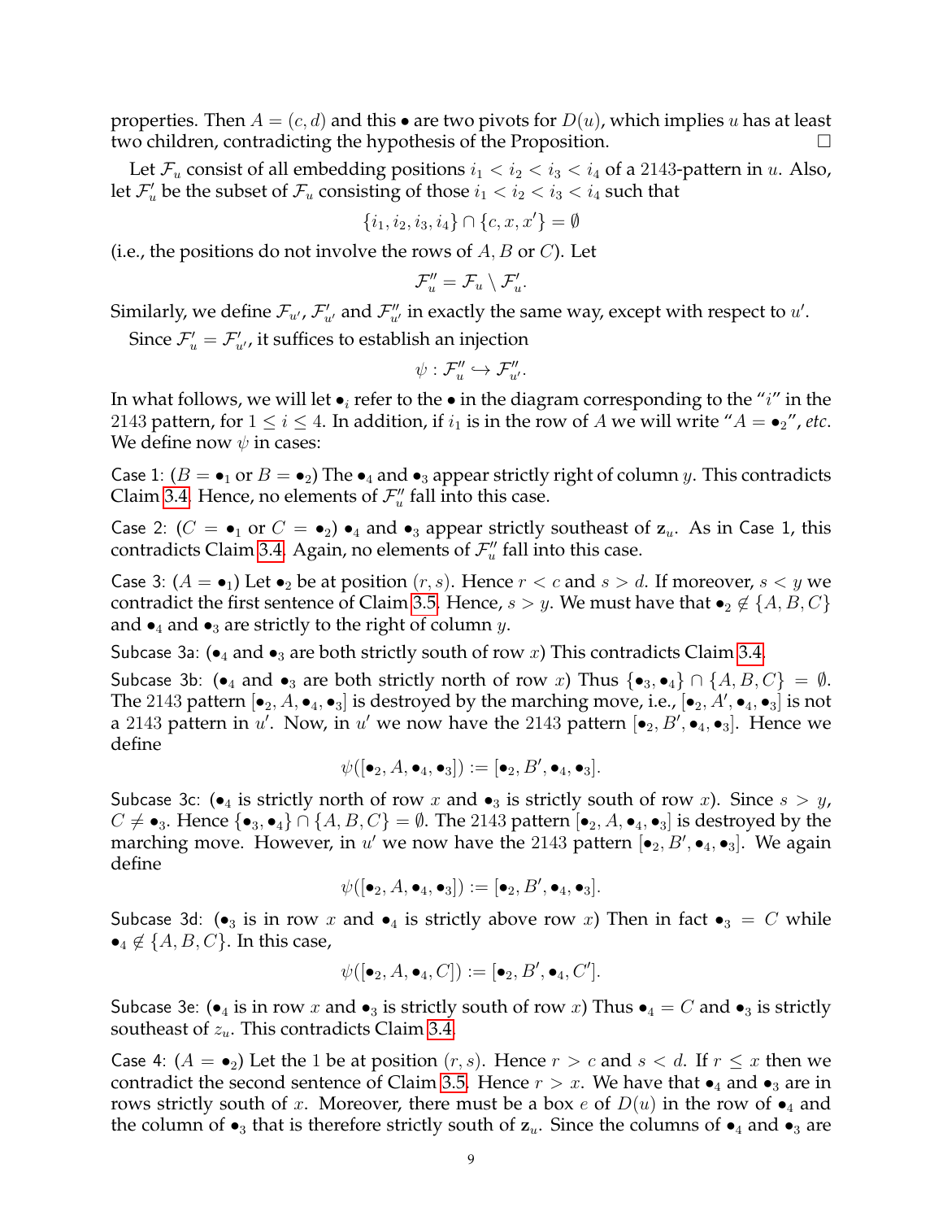properties. Then $A = (c, d)$ and this $\bullet$ are two pivots for $D(u)$, which implies $u$ has at least two children, contradicting the hypothesis of the Proposition. □

Let $\mathcal{F}_u$ consist of all embedding positions $i_1 < i_2 < i_3 < i_4$ of a 2143-pattern in $u$. Also, let $\mathcal{F}'_u$ be the subset of $\mathcal{F}_u$ consisting of those $i_1 < i_2 < i_3 < i_4$ such that

$$\{i_1, i_2, i_3, i_4\} \cap \{c, x, x'\} = \emptyset$$

(i.e., the positions do not involve the rows of $A, B$ or $C$). Let

$$\mathcal{F}''_u = \mathcal{F}_u \setminus \mathcal{F}'_u.$$

Similarly, we define $\mathcal{F}_{u'}$, $\mathcal{F}'_{u'}$ and $\mathcal{F}''_{u'}$ in exactly the same way, except with respect to $u'$.

Since $\mathcal{F}'_u = \mathcal{F}'_{u'}$, it suffices to establish an injection

$$\psi : \mathcal{F}''_u \hookrightarrow \mathcal{F}''_{u'}.$$

In what follows, we will let $\bullet_i$ refer to the $\bullet$ in the diagram corresponding to the "$i$" in the 2143 pattern, for $1 \leq i \leq 4$. In addition, if $i_1$ is in the row of $A$ we will write "$A = \bullet_2$", *etc.* We define now $\psi$ in cases:

Case 1: ($B = \bullet_1$ or $B = \bullet_2$) The $\bullet_4$ and $\bullet_3$ appear strictly right of column $y$. This contradicts Claim 3.4. Hence, no elements of $\mathcal{F}''_u$ fall into this case.

Case 2: ($C = \bullet_1$ or $C = \bullet_2$) $\bullet_4$ and $\bullet_3$ appear strictly southeast of $\mathbf{z}_u$. As in Case 1, this contradicts Claim 3.4. Again, no elements of $\mathcal{F}''_u$ fall into this case.

Case 3: ($A = \bullet_1$) Let $\bullet_2$ be at position $(r, s)$. Hence $r < c$ and $s > d$. If moreover, $s < y$ we contradict the first sentence of Claim 3.5. Hence, $s > y$. We must have that $\bullet_2 \notin \{A, B, C\}$ and $\bullet_4$ and $\bullet_3$ are strictly to the right of column $y$.

Subcase 3a: ($\bullet_4$ and $\bullet_3$ are both strictly south of row $x$) This contradicts Claim 3.4.

Subcase 3b: ($\bullet_4$ and $\bullet_3$ are both strictly north of row $x$) Thus $\{\bullet_3, \bullet_4\} \cap \{A, B, C\} = \emptyset$. The 2143 pattern $[\bullet_2, A, \bullet_4, \bullet_3]$ is destroyed by the marching move, i.e., $[\bullet_2, A', \bullet_4, \bullet_3]$ is not a 2143 pattern in $u'$. Now, in $u'$ we now have the 2143 pattern $[\bullet_2, B', \bullet_4, \bullet_3]$. Hence we define

$$\psi([\bullet_2, A, \bullet_4, \bullet_3]) := [\bullet_2, B', \bullet_4, \bullet_3].$$

Subcase 3c: ($\bullet_4$ is strictly north of row $x$ and $\bullet_3$ is strictly south of row $x$). Since $s > y$, $C \neq \bullet_3$. Hence $\{\bullet_3, \bullet_4\} \cap \{A, B, C\} = \emptyset$. The 2143 pattern $[\bullet_2, A, \bullet_4, \bullet_3]$ is destroyed by the marching move. However, in $u'$ we now have the 2143 pattern $[\bullet_2, B', \bullet_4, \bullet_3]$. We again define

$$\psi([\bullet_2, A, \bullet_4, \bullet_3]) := [\bullet_2, B', \bullet_4, \bullet_3].$$

Subcase 3d: ($\bullet_3$ is in row $x$ and $\bullet_4$ is strictly above row $x$) Then in fact $\bullet_3 = C$ while $\bullet_4 \notin \{A, B, C\}$. In this case,

$$\psi([\bullet_2, A, \bullet_4, C]) := [\bullet_2, B', \bullet_4, C'].$$

Subcase 3e: ($\bullet_4$ is in row $x$ and $\bullet_3$ is strictly south of row $x$) Thus $\bullet_4 = C$ and $\bullet_3$ is strictly southeast of $z_u$. This contradicts Claim 3.4.

Case 4: ($A = \bullet_2$) Let the 1 be at position $(r, s)$. Hence $r > c$ and $s < d$. If $r \leq x$ then we contradict the second sentence of Claim 3.5. Hence $r > x$. We have that $\bullet_4$ and $\bullet_3$ are in rows strictly south of $x$. Moreover, there must be a box $e$ of $D(u)$ in the row of $\bullet_4$ and the column of $\bullet_3$ that is therefore strictly south of $\mathbf{z}_u$. Since the columns of $\bullet_4$ and $\bullet_3$ are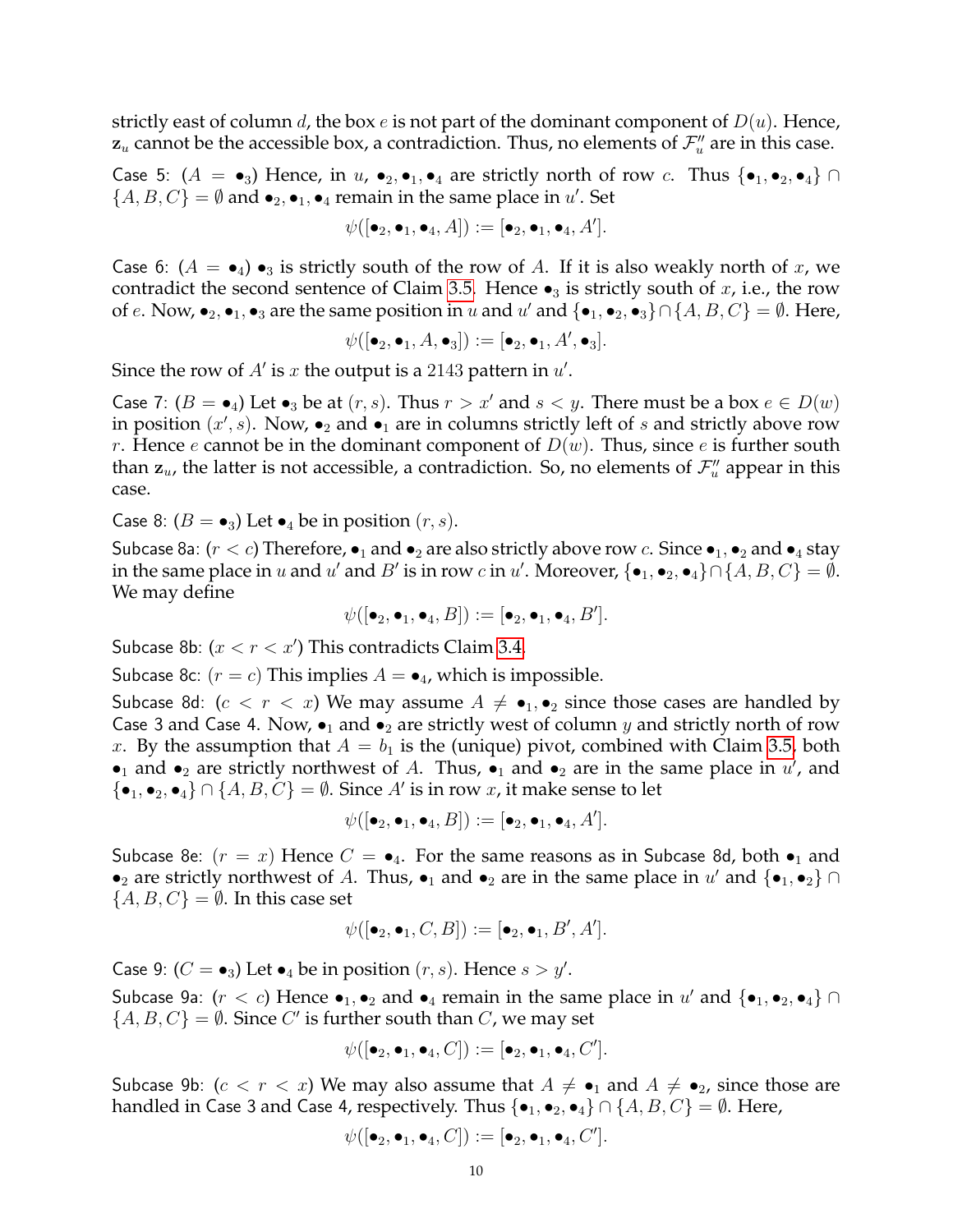strictly east of column $d$, the box $e$ is not part of the dominant component of $D(u)$. Hence, $\mathbf{z}_u$ cannot be the accessible box, a contradiction. Thus, no elements of $\mathcal{F}''_u$ are in this case.

Case 5: ($A = \bullet_3$) Hence, in $u$, $\bullet_2, \bullet_1, \bullet_4$ are strictly north of row $c$. Thus $\{\bullet_1, \bullet_2, \bullet_4\} \cap \{A, B, C\} = \emptyset$ and $\bullet_2, \bullet_1, \bullet_4$ remain in the same place in $u'$. Set

$$\psi([\bullet_2, \bullet_1, \bullet_4, A]) := [\bullet_2, \bullet_1, \bullet_4, A'].$$

Case 6: ($A = \bullet_4$) $\bullet_3$ is strictly south of the row of $A$. If it is also weakly north of $x$, we contradict the second sentence of Claim 3.5. Hence $\bullet_3$ is strictly south of $x$, i.e., the row of $e$. Now, $\bullet_2, \bullet_1, \bullet_3$ are the same position in $u$ and $u'$ and $\{\bullet_1, \bullet_2, \bullet_3\} \cap \{A, B, C\} = \emptyset$. Here,

$$\psi([\bullet_2, \bullet_1, A, \bullet_3]) := [\bullet_2, \bullet_1, A', \bullet_3].$$

Since the row of $A'$ is $x$ the output is a $2143$ pattern in $u'$.

Case 7: ($B = \bullet_4$) Let $\bullet_3$ be at $(r, s)$. Thus $r > x'$ and $s < y$. There must be a box $e \in D(w)$ in position $(x', s)$. Now, $\bullet_2$ and $\bullet_1$ are in columns strictly left of $s$ and strictly above row $r$. Hence $e$ cannot be in the dominant component of $D(w)$. Thus, since $e$ is further south than $\mathbf{z}_u$, the latter is not accessible, a contradiction. So, no elements of $\mathcal{F}''_u$ appear in this case.

Case 8: ($B = \bullet_3$) Let $\bullet_4$ be in position $(r, s)$.

Subcase 8a: ($r < c$) Therefore, $\bullet_1$ and $\bullet_2$ are also strictly above row $c$. Since $\bullet_1, \bullet_2$ and $\bullet_4$ stay in the same place in $u$ and $u'$ and $B'$ is in row $c$ in $u'$. Moreover, $\{\bullet_1, \bullet_2, \bullet_4\} \cap \{A, B, C\} = \emptyset$. We may define

$$\psi([\bullet_2, \bullet_1, \bullet_4, B]) := [\bullet_2, \bullet_1, \bullet_4, B'].$$

Subcase 8b: ($x < r < x'$) This contradicts Claim 3.4.

Subcase 8c: ($r = c$) This implies $A = \bullet_4$, which is impossible.

Subcase 8d: ($c < r < x$) We may assume $A \neq \bullet_1, \bullet_2$ since those cases are handled by Case 3 and Case 4. Now, $\bullet_1$ and $\bullet_2$ are strictly west of column $y$ and strictly north of row $x$. By the assumption that $A = b_1$ is the (unique) pivot, combined with Claim 3.5, both $\bullet_1$ and $\bullet_2$ are strictly northwest of $A$. Thus, $\bullet_1$ and $\bullet_2$ are in the same place in $u'$, and $\{\bullet_1, \bullet_2, \bullet_4\} \cap \{A, B, C\} = \emptyset$. Since $A'$ is in row $x$, it make sense to let

$$\psi([\bullet_2, \bullet_1, \bullet_4, B]) := [\bullet_2, \bullet_1, \bullet_4, A'].$$

Subcase 8e: ($r = x$) Hence $C = \bullet_4$. For the same reasons as in Subcase 8d, both $\bullet_1$ and $\bullet_2$ are strictly northwest of $A$. Thus, $\bullet_1$ and $\bullet_2$ are in the same place in $u'$ and $\{\bullet_1, \bullet_2\} \cap \{A, B, C\} = \emptyset$. In this case set

$$\psi([\bullet_2, \bullet_1, C, B]) := [\bullet_2, \bullet_1, B', A'].$$

Case 9: ($C = \bullet_3$) Let $\bullet_4$ be in position $(r, s)$. Hence $s > y'$.

Subcase 9a: ($r < c$) Hence $\bullet_1, \bullet_2$ and $\bullet_4$ remain in the same place in $u'$ and $\{\bullet_1, \bullet_2, \bullet_4\} \cap \{A, B, C\} = \emptyset$. Since $C'$ is further south than $C$, we may set

$$\psi([\bullet_2, \bullet_1, \bullet_4, C]) := [\bullet_2, \bullet_1, \bullet_4, C'].$$

Subcase 9b: ($c < r < x$) We may also assume that $A \neq \bullet_1$ and $A \neq \bullet_2$, since those are handled in Case 3 and Case 4, respectively. Thus $\{\bullet_1, \bullet_2, \bullet_4\} \cap \{A, B, C\} = \emptyset$. Here,

$$\psi([\bullet_2, \bullet_1, \bullet_4, C]) := [\bullet_2, \bullet_1, \bullet_4, C'].$$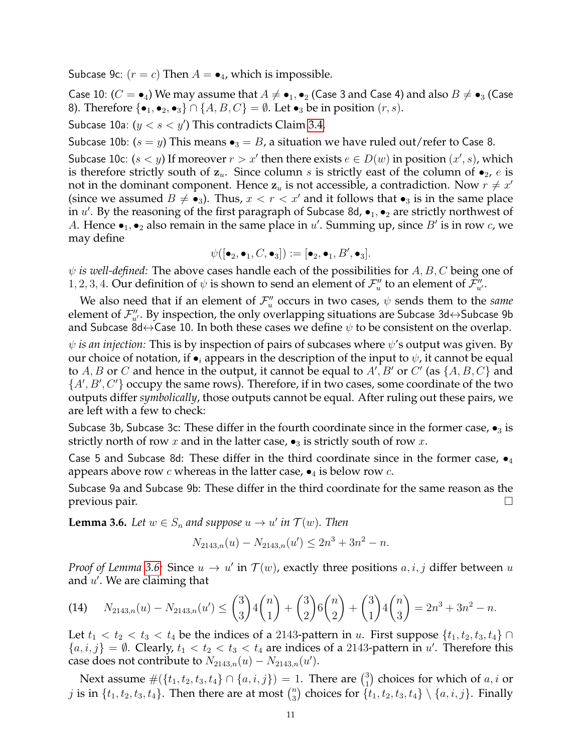Subcase 9c: $(r = c)$ Then $A = \bullet_4$, which is impossible.

Case 10: $(C = \bullet_4)$ We may assume that $A \neq \bullet_1, \bullet_2$ (Case 3 and Case 4) and also $B \neq \bullet_3$ (Case 8). Therefore $\{\bullet_1, \bullet_2, \bullet_3\} \cap \{A, B, C\} = \emptyset$. Let $\bullet_3$ be in position $(r, s)$.

Subcase 10a: $(y < s < y')$ This contradicts Claim 3.4.

Subcase 10b: $(s = y)$ This means $\bullet_3 = B$, a situation we have ruled out/refer to Case 8.

Subcase 10c: $(s < y)$ If moreover $r > x'$ then there exists $e \in D(w)$ in position $(x', s)$, which is therefore strictly south of $\mathbf{z}_u$. Since column $s$ is strictly east of the column of $\bullet_2$, $e$ is not in the dominant component. Hence $\mathbf{z}_u$ is not accessible, a contradiction. Now $r \neq x'$ (since we assumed $B \neq \bullet_3$). Thus, $x < r < x'$ and it follows that $\bullet_3$ is in the same place in $u'$. By the reasoning of the first paragraph of Subcase 8d, $\bullet_1, \bullet_2$ are strictly northwest of $A$. Hence $\bullet_1, \bullet_2$ also remain in the same place in $u'$. Summing up, since $B'$ is in row $c$, we may define

$$\psi([\bullet_2, \bullet_1, C, \bullet_3]) := [\bullet_2, \bullet_1, B', \bullet_3].$$

*$\psi$ is well-defined:* The above cases handle each of the possibilities for $A, B, C$ being one of $1, 2, 3, 4$. Our definition of $\psi$ is shown to send an element of $\mathcal{F}''_u$ to an element of $\mathcal{F}''_{u'}$.

We also need that if an element of $\mathcal{F}''_u$ occurs in two cases, $\psi$ sends them to the *same* element of $\mathcal{F}''_{u'}$. By inspection, the only overlapping situations are Subcase 3d$\leftrightarrow$Subcase 9b and Subcase 8d$\leftrightarrow$Case 10. In both these cases we define $\psi$ to be consistent on the overlap.

*$\psi$ is an injection:* This is by inspection of pairs of subcases where $\psi$'s output was given. By our choice of notation, if $\bullet_i$ appears in the description of the input to $\psi$, it cannot be equal to $A, B$ or $C$ and hence in the output, it cannot be equal to $A', B'$ or $C'$ (as $\{A, B, C\}$ and $\{A', B', C'\}$ occupy the same rows). Therefore, if in two cases, some coordinate of the two outputs differ *symbolically*, those outputs cannot be equal. After ruling out these pairs, we are left with a few to check:

Subcase 3b, Subcase 3c: These differ in the fourth coordinate since in the former case, $\bullet_3$ is strictly north of row $x$ and in the latter case, $\bullet_3$ is strictly south of row $x$.

Case 5 and Subcase 8d: These differ in the third coordinate since in the former case, $\bullet_4$ appears above row $c$ whereas in the latter case, $\bullet_4$ is below row $c$.

Subcase 9a and Subcase 9b: These differ in the third coordinate for the same reason as the previous pair. $\square$

**Lemma 3.6.** *Let $w \in S_n$ and suppose $u \to u'$ in $\mathcal{T}(w)$. Then*

$$N_{2143,n}(u) - N_{2143,n}(u') \leq 2n^3 + 3n^2 - n.$$

*Proof of Lemma 3.6:* Since $u \to u'$ in $\mathcal{T}(w)$, exactly three positions $a, i, j$ differ between $u$ and $u'$. We are claiming that

$$N_{2143,n}(u) - N_{2143,n}(u') \leq \binom{3}{3} 4\binom{n}{1} + \binom{3}{2} 6\binom{n}{2} + \binom{3}{1} 4\binom{n}{3} = 2n^3 + 3n^2 - n. \tag{14}$$

Let $t_1 < t_2 < t_3 < t_4$ be the indices of a 2143-pattern in $u$. First suppose $\{t_1, t_2, t_3, t_4\} \cap \{a, i, j\} = \emptyset$. Clearly, $t_1 < t_2 < t_3 < t_4$ are indices of a 2143-pattern in $u'$. Therefore this case does not contribute to $N_{2143,n}(u) - N_{2143,n}(u')$.

Next assume $\#(\{t_1, t_2, t_3, t_4\} \cap \{a, i, j\}) = 1$. There are $\binom{3}{1}$ choices for which of $a, i$ or $j$ is in $\{t_1, t_2, t_3, t_4\}$. Then there are at most $\binom{n}{3}$ choices for $\{t_1, t_2, t_3, t_4\} \setminus \{a, i, j\}$. Finally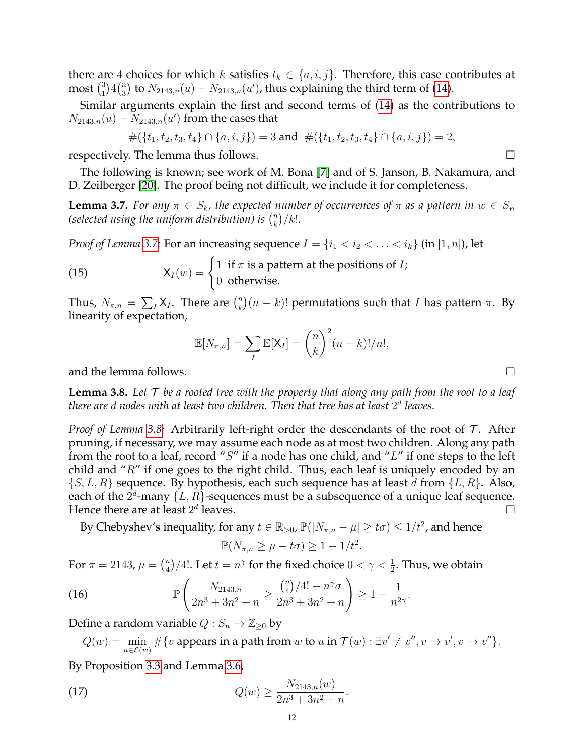there are 4 choices for which $k$ satisfies $t_k \in \{a, i, j\}$. Therefore, this case contributes at most $\binom{3}{1}4\binom{n}{3}$ to $N_{2143,n}(u) - N_{2143,n}(u')$, thus explaining the third term of (14).

Similar arguments explain the first and second terms of (14) as the contributions to $N_{2143,n}(u) - N_{2143,n}(u')$ from the cases that

$$\#(\{t_1, t_2, t_3, t_4\} \cap \{a, i, j\}) = 3 \text{ and } \#(\{t_1, t_2, t_3, t_4\} \cap \{a, i, j\}) = 2,$$

respectively. The lemma thus follows. $\square$

The following is known; see work of M. Bona [7] and of S. Janson, B. Nakamura, and D. Zeilberger [20]. The proof being not difficult, we include it for completeness.

**Lemma 3.7.** *For any $\pi \in S_k$, the expected number of occurrences of $\pi$ as a pattern in $w \in S_n$ (selected using the uniform distribution) is $\binom{n}{k}/k!$.*

*Proof of Lemma 3.7:* For an increasing sequence $I = \{i_1 < i_2 < \ldots < i_k\}$ (in $[1, n]$), let

$$\mathsf{X}_I(w) = \begin{cases} 1 & \text{if } \pi \text{ is a pattern at the positions of } I; \\ 0 & \text{otherwise.} \end{cases} \tag{15}$$

Thus, $N_{\pi,n} = \sum_I \mathsf{X}_I$. There are $\binom{n}{k}(n-k)!$ permutations such that $I$ has pattern $\pi$. By linearity of expectation,

$$\mathbb{E}[N_{\pi,n}] = \sum_I \mathbb{E}[\mathsf{X}_I] = \binom{n}{k}^2 (n-k)!/n!,$$

and the lemma follows. $\square$

**Lemma 3.8.** *Let $\mathcal{T}$ be a rooted tree with the property that along any path from the root to a leaf there are $d$ nodes with at least two children. Then that tree has at least $2^d$ leaves.*

*Proof of Lemma 3.8:* Arbitrarily left-right order the descendants of the root of $\mathcal{T}$. After pruning, if necessary, we may assume each node as at most two children. Along any path from the root to a leaf, record "$S$" if a node has one child, and "$L$" if one steps to the left child and "$R$" if one goes to the right child. Thus, each leaf is uniquely encoded by an $\{S, L, R\}$ sequence. By hypothesis, each such sequence has at least $d$ from $\{L, R\}$. Also, each of the $2^d$-many $\{L, R\}$-sequences must be a subsequence of a unique leaf sequence. Hence there are at least $2^d$ leaves. $\square$

By Chebyshev's inequality, for any $t \in \mathbb{R}_{>0}$, $\mathbb{P}(|N_{\pi,n} - \mu| \geq t\sigma) \leq 1/t^2$, and hence

$$\mathbb{P}(N_{\pi,n} \geq \mu - t\sigma) \geq 1 - 1/t^2.$$

For $\pi = 2143$, $\mu = \binom{n}{4}/4!$. Let $t = n^\gamma$ for the fixed choice $0 < \gamma < \frac{1}{2}$. Thus, we obtain

$$\mathbb{P}\left( \frac{N_{2143,n}}{2n^3 + 3n^2 + n} \geq \frac{\binom{n}{4}/4! - n^\gamma \sigma}{2n^3 + 3n^2 + n} \right) \geq 1 - \frac{1}{n^{2\gamma}}. \tag{16}$$

Define a random variable $Q : S_n \to \mathbb{Z}_{\geq 0}$ by

$$Q(w) = \min_{u \in \mathcal{L}(w)} \#\{v \text{ appears in a path from } w \text{ to } u \text{ in } \mathcal{T}(w) : \exists v' \neq v'', v \to v', v \to v''\}.$$

By Proposition 3.3 and Lemma 3.6,

$$Q(w) \geq \frac{N_{2143,n}(w)}{2n^3 + 3n^2 + n}. \tag{17}$$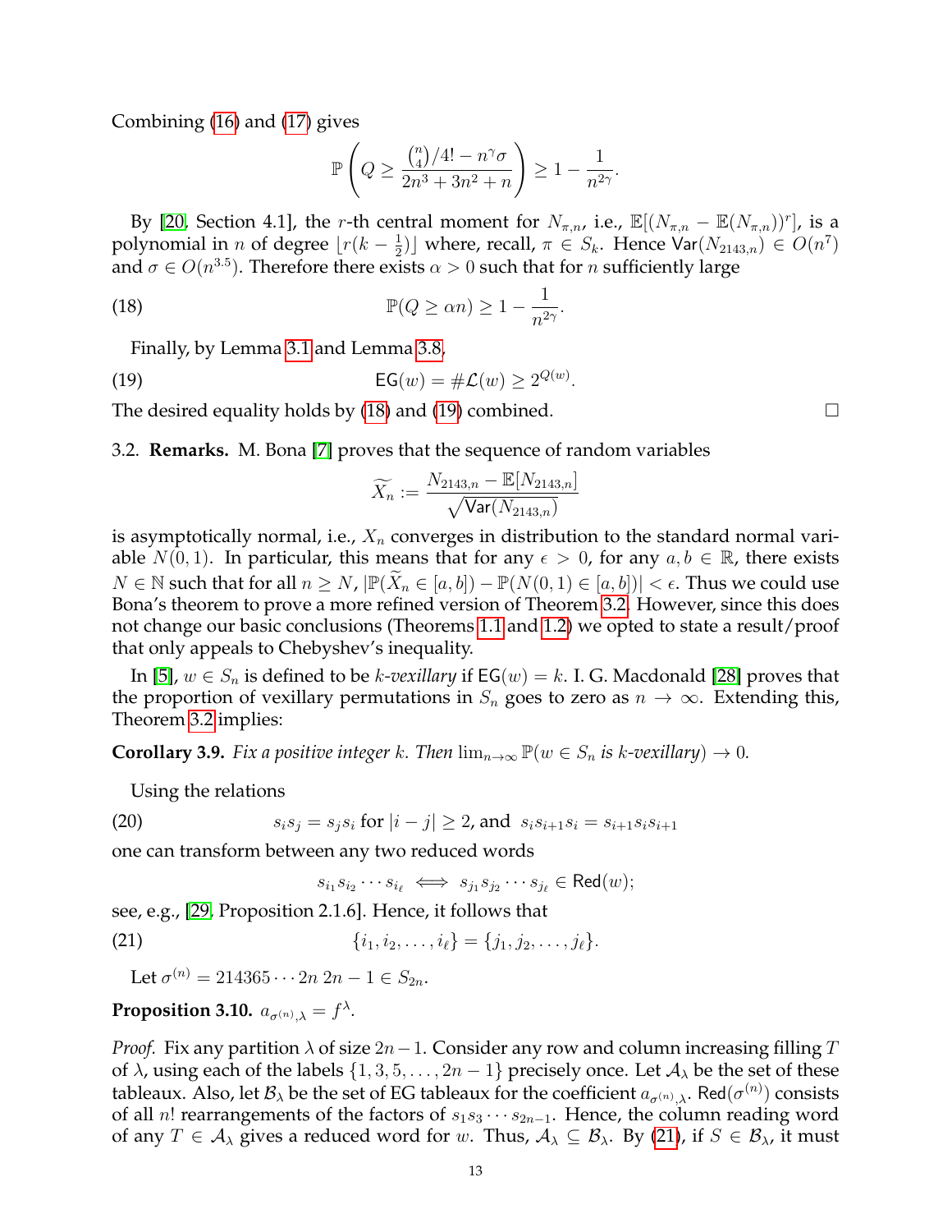Combining (16) and (17) gives

$$\mathbb{P}\left(Q \geq \frac{\binom{n}{4}/4! - n^{\gamma}\sigma}{2n^3 + 3n^2 + n}\right) \geq 1 - \frac{1}{n^{2\gamma}}.$$

By [20, Section 4.1], the $r$-th central moment for $N_{\pi,n}$, i.e., $\mathbb{E}[(N_{\pi,n} - \mathbb{E}(N_{\pi,n}))^r]$, is a polynomial in $n$ of degree $\lfloor r(k - \frac{1}{2})\rfloor$ where, recall, $\pi \in S_k$. Hence $\mathsf{Var}(N_{2143,n}) \in O(n^7)$ and $\sigma \in O(n^{3.5})$. Therefore there exists $\alpha > 0$ such that for $n$ sufficiently large

$$\mathbb{P}(Q \geq \alpha n) \geq 1 - \frac{1}{n^{2\gamma}}. \tag{18}$$

Finally, by Lemma 3.1 and Lemma 3.8,

$$\mathsf{EG}(w) = \#\mathcal{L}(w) \geq 2^{Q(w)}. \tag{19}$$

The desired equality holds by (18) and (19) combined. □

3.2. **Remarks.** M. Bona [7] proves that the sequence of random variables

$$\widetilde{X_n} := \frac{N_{2143,n} - \mathbb{E}[N_{2143,n}]}{\sqrt{\mathsf{Var}(N_{2143,n})}}$$

is asymptotically normal, i.e., $X_n$ converges in distribution to the standard normal variable $N(0,1)$. In particular, this means that for any $\epsilon > 0$, for any $a, b \in \mathbb{R}$, there exists $N \in \mathbb{N}$ such that for all $n \geq N$, $|\mathbb{P}(\widetilde{X}_n \in [a,b]) - \mathbb{P}(N(0,1) \in [a,b])| < \epsilon$. Thus we could use Bona's theorem to prove a more refined version of Theorem 3.2. However, since this does not change our basic conclusions (Theorems 1.1 and 1.2) we opted to state a result/proof that only appeals to Chebyshev's inequality.

In [5], $w \in S_n$ is defined to be *$k$-vexillary* if $\mathsf{EG}(w) = k$. I. G. Macdonald [28] proves that the proportion of vexillary permutations in $S_n$ goes to zero as $n \to \infty$. Extending this, Theorem 3.2 implies:

**Corollary 3.9.** *Fix a positive integer $k$. Then $\lim_{n\to\infty} \mathbb{P}(w \in S_n$ is $k$-vexillary$) \to 0$.*

Using the relations

$$s_i s_j = s_j s_i \text{ for } |i-j| \geq 2, \text{ and } \; s_i s_{i+1} s_i = s_{i+1} s_i s_{i+1} \tag{20}$$

one can transform between any two reduced words

$$s_{i_1} s_{i_2} \cdots s_{i_\ell} \iff s_{j_1} s_{j_2} \cdots s_{j_\ell} \in \mathsf{Red}(w);$$

see, e.g., [29, Proposition 2.1.6]. Hence, it follows that

$$\{i_1, i_2, \ldots, i_\ell\} = \{j_1, j_2, \ldots, j_\ell\}. \tag{21}$$

Let $\sigma^{(n)} = 214365 \cdots 2n\ 2n-1 \in S_{2n}$.

**Proposition 3.10.** $a_{\sigma^{(n)},\lambda} = f^{\lambda}$.

*Proof.* Fix any partition $\lambda$ of size $2n-1$. Consider any row and column increasing filling $T$ of $\lambda$, using each of the labels $\{1, 3, 5, \ldots, 2n-1\}$ precisely once. Let $\mathcal{A}_\lambda$ be the set of these tableaux. Also, let $\mathcal{B}_\lambda$ be the set of EG tableaux for the coefficient $a_{\sigma^{(n)},\lambda}$. $\mathsf{Red}(\sigma^{(n)})$ consists of all $n!$ rearrangements of the factors of $s_1 s_3 \cdots s_{2n-1}$. Hence, the column reading word of any $T \in \mathcal{A}_\lambda$ gives a reduced word for $w$. Thus, $\mathcal{A}_\lambda \subseteq \mathcal{B}_\lambda$. By (21), if $S \in \mathcal{B}_\lambda$, it must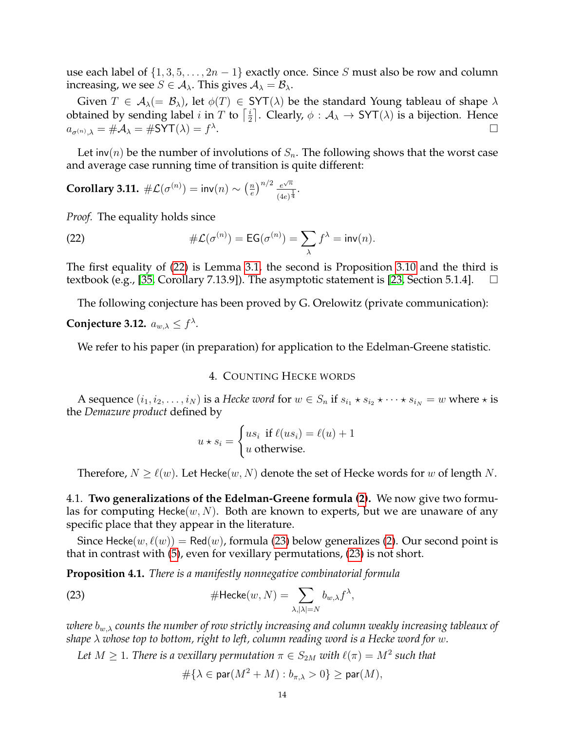use each label of $\{1, 3, 5, \ldots, 2n-1\}$ exactly once. Since $S$ must also be row and column increasing, we see $S \in \mathcal{A}_\lambda$. This gives $\mathcal{A}_\lambda = \mathcal{B}_\lambda$.

Given $T \in \mathcal{A}_\lambda (= \mathcal{B}_\lambda)$, let $\phi(T) \in \mathsf{SYT}(\lambda)$ be the standard Young tableau of shape $\lambda$ obtained by sending label $i$ in $T$ to $\lceil \frac{i}{2} \rceil$. Clearly, $\phi : \mathcal{A}_\lambda \to \mathsf{SYT}(\lambda)$ is a bijection. Hence $a_{\sigma^{(n)},\lambda} = \#\mathcal{A}_\lambda = \#\mathsf{SYT}(\lambda) = f^\lambda$. ◻

Let $\mathsf{inv}(n)$ be the number of involutions of $S_n$. The following shows that the worst case and average case running time of transition is quite different:

**Corollary 3.11.** $\#\mathcal{L}(\sigma^{(n)}) = \mathsf{inv}(n) \sim \left(\frac{n}{e}\right)^{n/2} \frac{e^{\sqrt{n}}}{(4e)^{\frac{1}{4}}}$.

*Proof.* The equality holds since

$$\#\mathcal{L}(\sigma^{(n)}) = \mathsf{EG}(\sigma^{(n)}) = \sum_\lambda f^\lambda = \mathsf{inv}(n). \tag{22}$$

The first equality of (22) is Lemma 3.1, the second is Proposition 3.10 and the third is textbook (e.g., [35, Corollary 7.13.9]). The asymptotic statement is [23, Section 5.1.4]. ◻

The following conjecture has been proved by G. Orelowitz (private communication):

**Conjecture 3.12.** $a_{w,\lambda} \leq f^\lambda$.

We refer to his paper (in preparation) for application to the Edelman-Greene statistic.

## 4. Counting Hecke words

A sequence $(i_1, i_2, \ldots, i_N)$ is a *Hecke word* for $w \in S_n$ if $s_{i_1} \star s_{i_2} \star \cdots \star s_{i_N} = w$ where $\star$ is the *Demazure product* defined by

$$u \star s_i = \begin{cases} us_i & \text{if } \ell(us_i) = \ell(u) + 1 \\ u & \text{otherwise.} \end{cases}$$

Therefore, $N \geq \ell(w)$. Let $\mathsf{Hecke}(w, N)$ denote the set of Hecke words for $w$ of length $N$.

### 4.1. Two generalizations of the Edelman-Greene formula (2).

We now give two formulas for computing $\mathsf{Hecke}(w, N)$. Both are known to experts, but we are unaware of any specific place that they appear in the literature.

Since $\mathsf{Hecke}(w, \ell(w)) = \mathsf{Red}(w)$, formula (23) below generalizes (2). Our second point is that in contrast with (5), even for vexillary permutations, (23) is not short.

**Proposition 4.1.** *There is a manifestly nonnegative combinatorial formula*

$$\#\mathsf{Hecke}(w, N) = \sum_{\lambda, |\lambda| = N} b_{w,\lambda} f^\lambda, \tag{23}$$

*where $b_{w,\lambda}$ counts the number of row strictly increasing and column weakly increasing tableaux of shape $\lambda$ whose top to bottom, right to left, column reading word is a Hecke word for $w$.*

*Let $M \geq 1$. There is a vexillary permutation $\pi \in S_{2M}$ with $\ell(\pi) = M^2$ such that*

$$\#\{\lambda \in \mathsf{par}(M^2 + M) : b_{\pi,\lambda} > 0\} \geq \mathsf{par}(M),$$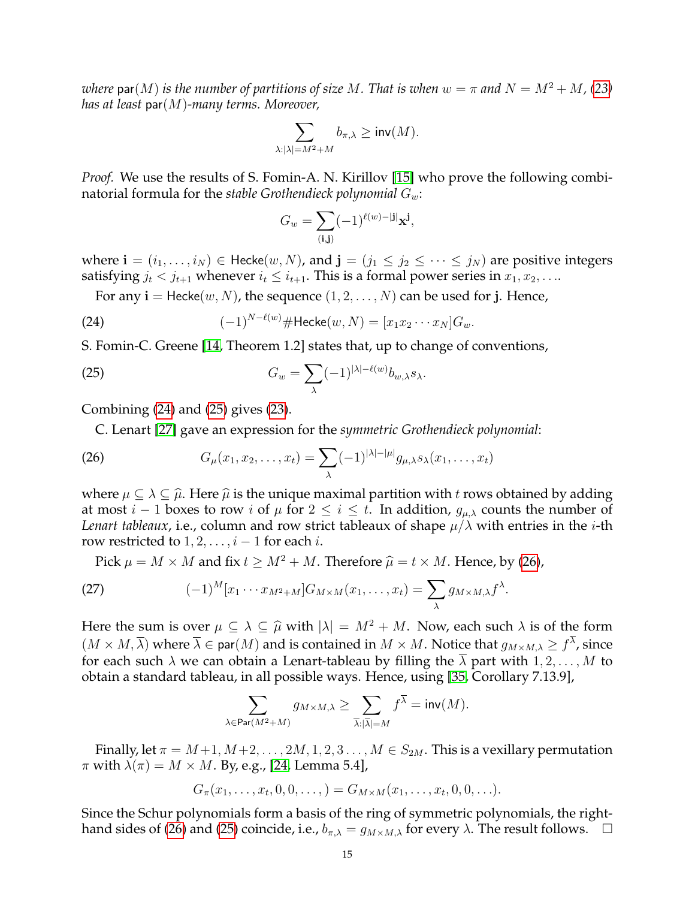*where* $\mathsf{par}(M)$ *is the number of partitions of size* $M$*. That is when* $w = \pi$ *and* $N = M^2 + M$*, (23) has at least* $\mathsf{par}(M)$*-many terms. Moreover,*

$$\sum_{\lambda:|\lambda|=M^2+M} b_{\pi,\lambda} \geq \mathsf{inv}(M).$$

*Proof.* We use the results of S. Fomin-A. N. Kirillov [15] who prove the following combinatorial formula for the *stable Grothendieck polynomial* $G_w$:

$$G_w = \sum_{(\mathbf{i},\mathbf{j})} (-1)^{\ell(w)-|\mathbf{j}|} \mathbf{x}^{\mathbf{j}},$$

where $\mathbf{i} = (i_1, \ldots, i_N) \in \mathsf{Hecke}(w, N)$, and $\mathbf{j} = (j_1 \leq j_2 \leq \cdots \leq j_N)$ are positive integers satisfying $j_t < j_{t+1}$ whenever $i_t \leq i_{t+1}$. This is a formal power series in $x_1, x_2, \ldots$.

For any $\mathbf{i} = \mathsf{Hecke}(w, N)$, the sequence $(1, 2, \ldots, N)$ can be used for $\mathbf{j}$. Hence,

$$(-1)^{N-\ell(w)} \#\mathsf{Hecke}(w, N) = [x_1 x_2 \cdots x_N] G_w. \tag{24}$$

S. Fomin-C. Greene [14, Theorem 1.2] states that, up to change of conventions,

$$G_w = \sum_{\lambda} (-1)^{|\lambda|-\ell(w)} b_{w,\lambda} s_\lambda. \tag{25}$$

Combining (24) and (25) gives (23).

C. Lenart [27] gave an expression for the *symmetric Grothendieck polynomial*:

$$G_\mu(x_1, x_2, \ldots, x_t) = \sum_{\lambda} (-1)^{|\lambda|-|\mu|} g_{\mu,\lambda} s_\lambda(x_1, \ldots, x_t) \tag{26}$$

where $\mu \subseteq \lambda \subseteq \widehat{\mu}$. Here $\widehat{\mu}$ is the unique maximal partition with $t$ rows obtained by adding at most $i-1$ boxes to row $i$ of $\mu$ for $2 \leq i \leq t$. In addition, $g_{\mu,\lambda}$ counts the number of *Lenart tableaux*, i.e., column and row strict tableaux of shape $\mu/\lambda$ with entries in the $i$-th row restricted to $1, 2, \ldots, i-1$ for each $i$.

Pick $\mu = M \times M$ and fix $t \geq M^2 + M$. Therefore $\widehat{\mu} = t \times M$. Hence, by (26),

$$(-1)^M [x_1 \cdots x_{M^2+M}] G_{M \times M}(x_1, \ldots, x_t) = \sum_{\lambda} g_{M\times M,\lambda} f^\lambda. \tag{27}$$

Here the sum is over $\mu \subseteq \lambda \subseteq \widehat{\mu}$ with $|\lambda| = M^2 + M$. Now, each such $\lambda$ is of the form $(M \times M, \overline{\lambda})$ where $\overline{\lambda} \in \mathsf{par}(M)$ and is contained in $M \times M$. Notice that $g_{M\times M,\lambda} \geq f^{\overline{\lambda}}$, since for each such $\lambda$ we can obtain a Lenart-tableau by filling the $\overline{\lambda}$ part with $1, 2, \ldots, M$ to obtain a standard tableau, in all possible ways. Hence, using [35, Corollary 7.13.9],

$$\sum_{\lambda \in \mathsf{Par}(M^2+M)} g_{M\times M,\lambda} \geq \sum_{\overline{\lambda}:|\overline{\lambda}|=M} f^{\overline{\lambda}} = \mathsf{inv}(M).$$

Finally, let $\pi = M+1, M+2, \ldots, 2M, 1, 2, 3 \ldots, M \in S_{2M}$. This is a vexillary permutation $\pi$ with $\lambda(\pi) = M \times M$. By, e.g., [24, Lemma 5.4],

$$G_\pi(x_1, \ldots, x_t, 0, 0, \ldots, ) = G_{M\times M}(x_1, \ldots, x_t, 0, 0, \ldots).$$

Since the Schur polynomials form a basis of the ring of symmetric polynomials, the right-hand sides of (26) and (25) coincide, i.e., $b_{\pi,\lambda} = g_{M\times M,\lambda}$ for every $\lambda$. The result follows. $\square$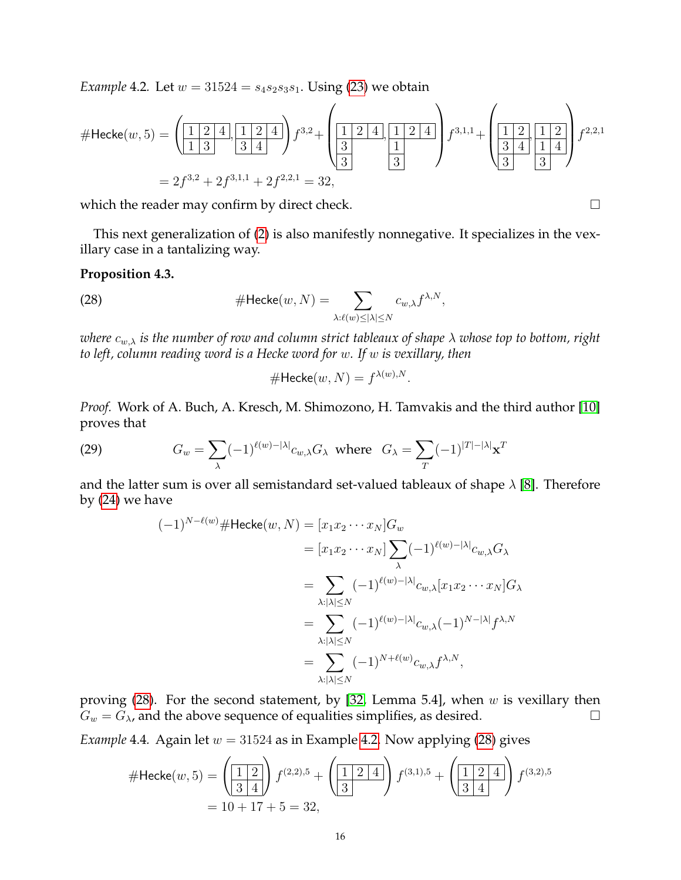*Example* 4.2. Let $w = 31524 = s_4 s_2 s_3 s_1$. Using (23) we obtain

$$\#\mathsf{Hecke}(w,5) = \left( \begin{array}{|c|c|c|}\hline 1 & 2 & 4 \\ \hline 1 & 3 \\ \cline{1-2}\end{array}, \begin{array}{|c|c|c|}\hline 1 & 2 & 4 \\ \hline 3 & 4 \\ \cline{1-2}\end{array} \right) f^{3,2} + \left( \begin{array}{|c|c|c|}\hline 1 & 2 & 4 \\ \hline 3 \\ \cline{1-1} 3 \\ \cline{1-1}\end{array}, \begin{array}{|c|c|c|}\hline 1 & 2 & 4 \\ \hline 1 \\ \cline{1-1} 3 \\ \cline{1-1}\end{array} \right) f^{3,1,1} + \left( \begin{array}{|c|c|}\hline 1 & 2 \\ \hline 3 & 4 \\ \hline 3 \\ \cline{1-1}\end{array}, \begin{array}{|c|c|}\hline 1 & 2 \\ \hline 1 & 4 \\ \hline 3 \\ \cline{1-1}\end{array} \right) f^{2,2,1}$$
$$= 2f^{3,2} + 2f^{3,1,1} + 2f^{2,2,1} = 32,$$

which the reader may confirm by direct check. $\square$

This next generalization of (2) is also manifestly nonnegative. It specializes in the vexillary case in a tantalizing way.

**Proposition 4.3.**

$$\#\mathsf{Hecke}(w,N) = \sum_{\lambda:\ell(w)\leq|\lambda|\leq N} c_{w,\lambda} f^{\lambda,N}, \tag{28}$$

*where $c_{w,\lambda}$ is the number of row and column strict tableaux of shape $\lambda$ whose top to bottom, right to left, column reading word is a Hecke word for $w$. If $w$ is vexillary, then*

$$\#\mathsf{Hecke}(w,N) = f^{\lambda(w),N}.$$

*Proof.* Work of A. Buch, A. Kresch, M. Shimozono, H. Tamvakis and the third author [10] proves that

$$G_w = \sum_{\lambda} (-1)^{\ell(w)-|\lambda|} c_{w,\lambda} G_\lambda \ \text{ where } \ G_\lambda = \sum_T (-1)^{|T|-|\lambda|} \mathbf{x}^T \tag{29}$$

and the latter sum is over all semistandard set-valued tableaux of shape $\lambda$ [8]. Therefore by (24) we have

$$\begin{aligned}
(-1)^{N-\ell(w)}\#\mathsf{Hecke}(w,N) &= [x_1 x_2 \cdots x_N] G_w \\
&= [x_1 x_2 \cdots x_N] \sum_\lambda (-1)^{\ell(w)-|\lambda|} c_{w,\lambda} G_\lambda \\
&= \sum_{\lambda:|\lambda|\leq N} (-1)^{\ell(w)-|\lambda|} c_{w,\lambda} [x_1 x_2 \cdots x_N] G_\lambda \\
&= \sum_{\lambda:|\lambda|\leq N} (-1)^{\ell(w)-|\lambda|} c_{w,\lambda} (-1)^{N-|\lambda|} f^{\lambda,N} \\
&= \sum_{\lambda:|\lambda|\leq N} (-1)^{N+\ell(w)} c_{w,\lambda} f^{\lambda,N},
\end{aligned}$$

proving (28). For the second statement, by [32, Lemma 5.4], when $w$ is vexillary then $G_w = G_\lambda$, and the above sequence of equalities simplifies, as desired. $\square$

*Example* 4.4. Again let $w = 31524$ as in Example 4.2. Now applying (28) gives

$$\#\mathsf{Hecke}(w,5) = \left( \begin{array}{|c|c|}\hline 1 & 2 \\ \hline 3 & 4 \\ \hline\end{array} \right) f^{(2,2),5} + \left( \begin{array}{|c|c|c|}\hline 1 & 2 & 4 \\ \hline 3 \\ \cline{1-1}\end{array} \right) f^{(3,1),5} + \left( \begin{array}{|c|c|c|}\hline 1 & 2 & 4 \\ \hline 3 & 4 \\ \cline{1-2}\end{array} \right) f^{(3,2),5}$$
$$= 10 + 17 + 5 = 32,$$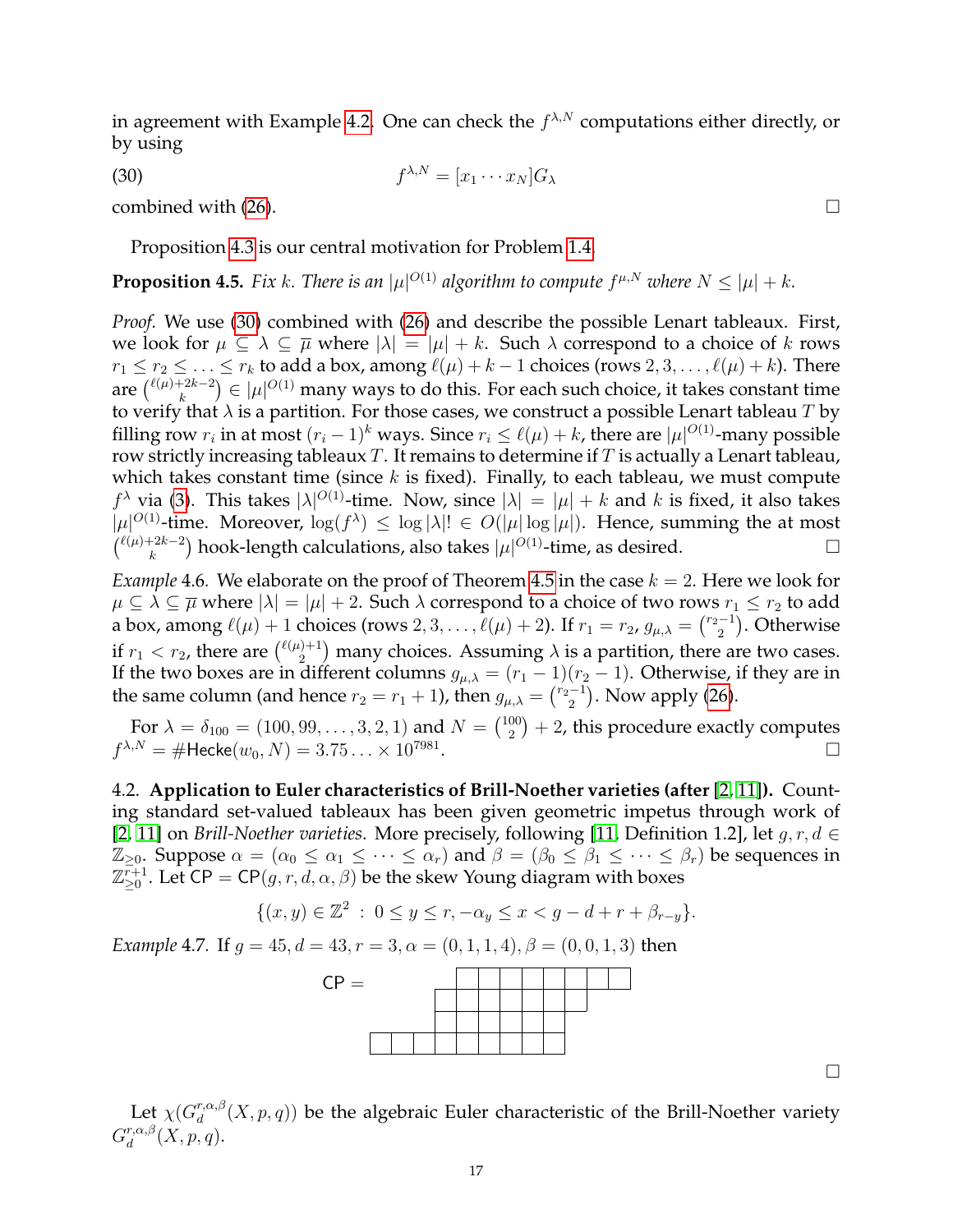in agreement with Example 4.2. One can check the $f^{\lambda,N}$ computations either directly, or by using

$$f^{\lambda,N} = [x_1 \cdots x_N] G_\lambda \tag{30}$$

combined with (26). □

Proposition 4.3 is our central motivation for Problem 1.4.

**Proposition 4.5.** *Fix $k$. There is an $|\mu|^{O(1)}$ algorithm to compute $f^{\mu,N}$ where $N \le |\mu| + k$.*

*Proof.* We use (30) combined with (26) and describe the possible Lenart tableaux. First, we look for $\mu \subseteq \lambda \subseteq \overline{\mu}$ where $|\lambda| = |\mu| + k$. Such $\lambda$ correspond to a choice of $k$ rows $r_1 \le r_2 \le \ldots \le r_k$ to add a box, among $\ell(\mu) + k - 1$ choices (rows $2, 3, \ldots, \ell(\mu) + k$). There are $\binom{\ell(\mu)+2k-2}{k} \in |\mu|^{O(1)}$ many ways to do this. For each such choice, it takes constant time to verify that $\lambda$ is a partition. For those cases, we construct a possible Lenart tableau $T$ by filling row $r_i$ in at most $(r_i - 1)^k$ ways. Since $r_i \le \ell(\mu) + k$, there are $|\mu|^{O(1)}$-many possible row strictly increasing tableaux $T$. It remains to determine if $T$ is actually a Lenart tableau, which takes constant time (since $k$ is fixed). Finally, to each tableau, we must compute $f^\lambda$ via (3). This takes $|\lambda|^{O(1)}$-time. Now, since $|\lambda| = |\mu| + k$ and $k$ is fixed, it also takes $|\mu|^{O(1)}$-time. Moreover, $\log(f^\lambda) \le \log |\lambda|! \in O(|\mu| \log |\mu|)$. Hence, summing the at most $\binom{\ell(\mu)+2k-2}{k}$ hook-length calculations, also takes $|\mu|^{O(1)}$-time, as desired. □

*Example* 4.6. We elaborate on the proof of Theorem 4.5 in the case $k = 2$. Here we look for $\mu \subseteq \lambda \subseteq \overline{\mu}$ where $|\lambda| = |\mu| + 2$. Such $\lambda$ correspond to a choice of two rows $r_1 \le r_2$ to add a box, among $\ell(\mu) + 1$ choices (rows $2, 3, \ldots, \ell(\mu) + 2$). If $r_1 = r_2$, $g_{\mu,\lambda} = \binom{r_2 - 1}{2}$. Otherwise if $r_1 < r_2$, there are $\binom{\ell(\mu)+1}{2}$ many choices. Assuming $\lambda$ is a partition, there are two cases. If the two boxes are in different columns $g_{\mu,\lambda} = (r_1 - 1)(r_2 - 1)$. Otherwise, if they are in the same column (and hence $r_2 = r_1 + 1$), then $g_{\mu,\lambda} = \binom{r_2 - 1}{2}$. Now apply (26).

For $\lambda = \delta_{100} = (100, 99, \ldots, 3, 2, 1)$ and $N = \binom{100}{2} + 2$, this procedure exactly computes $f^{\lambda,N} = \#\mathsf{Hecke}(w_0, N) = 3.75 \ldots \times 10^{7981}$. □

4.2. **Application to Euler characteristics of Brill-Noether varieties (after [2, 11]).** Counting standard set-valued tableaux has been given geometric impetus through work of [2, 11] on *Brill-Noether varieties*. More precisely, following [11, Definition 1.2], let $g, r, d \in \mathbb{Z}_{\ge 0}$. Suppose $\alpha = (\alpha_0 \le \alpha_1 \le \cdots \le \alpha_r)$ and $\beta = (\beta_0 \le \beta_1 \le \cdots \le \beta_r)$ be sequences in $\mathbb{Z}_{\ge 0}^{r+1}$. Let $\mathsf{CP} = \mathsf{CP}(g, r, d, \alpha, \beta)$ be the skew Young diagram with boxes

$$\{(x, y) \in \mathbb{Z}^2 \;:\; 0 \le y \le r, -\alpha_y \le x < g - d + r + \beta_{r-y}\}.$$

*Example* 4.7. If $g = 45, d = 43, r = 3, \alpha = (0, 1, 1, 4), \beta = (0, 0, 1, 3)$ then

```
CP =                 □□□□□□□□
                   □□□□□□□
                   □□□□□□
             □□□□□□□□□
```

□

Let $\chi(G_d^{r,\alpha,\beta}(X, p, q))$ be the algebraic Euler characteristic of the Brill-Noether variety $G_d^{r,\alpha,\beta}(X, p, q)$.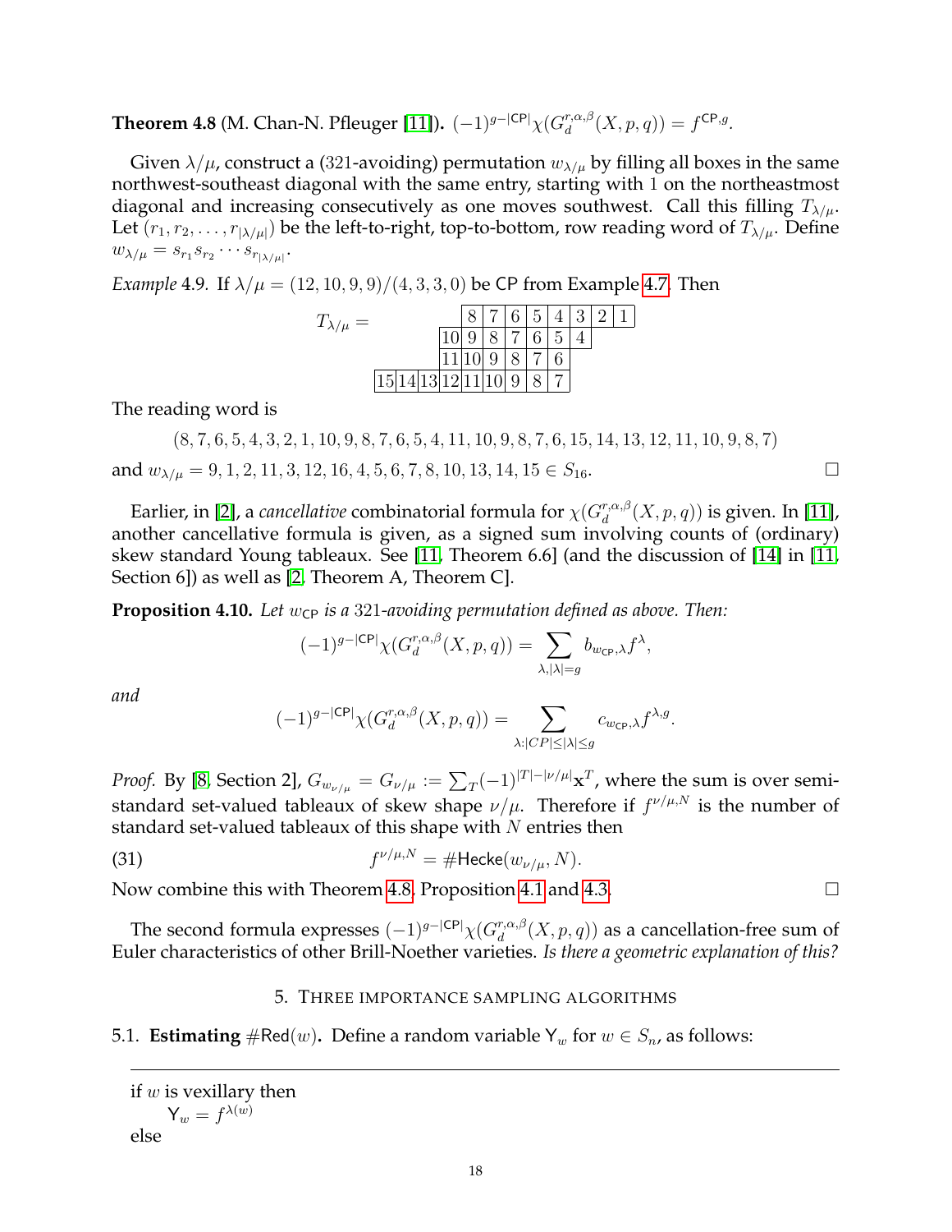**Theorem 4.8** (M. Chan-N. Pfleuger [11])**.** $(-1)^{g-|\mathsf{CP}|}\chi(G^{r,\alpha,\beta}_d(X,p,q)) = f^{\mathsf{CP},g}$.

Given $\lambda/\mu$, construct a (321-avoiding) permutation $w_{\lambda/\mu}$ by filling all boxes in the same northwest-southeast diagonal with the same entry, starting with 1 on the northeastmost diagonal and increasing consecutively as one moves southwest. Call this filling $T_{\lambda/\mu}$. Let $(r_1, r_2, \ldots, r_{|\lambda/\mu|})$ be the left-to-right, top-to-bottom, row reading word of $T_{\lambda/\mu}$. Define $w_{\lambda/\mu} = s_{r_1}s_{r_2}\cdots s_{r_{|\lambda/\mu|}}$.

*Example* 4.9. If $\lambda/\mu = (12, 10, 9, 9)/(4, 3, 3, 0)$ be CP from Example 4.7. Then

$$T_{\lambda/\mu} = \begin{array}{cccccccccccc} & & & & 8 & 7 & 6 & 5 & 4 & 3 & 2 & 1 \\ & & & 10 & 9 & 8 & 7 & 6 & 5 & 4 & & \\ & & & 11 & 10 & 9 & 8 & 7 & 6 & & & \\ 15 & 14 & 13 & 12 & 11 & 10 & 9 & 8 & 7 & & & \end{array}$$

The reading word is

$$(8, 7, 6, 5, 4, 3, 2, 1, 10, 9, 8, 7, 6, 5, 4, 11, 10, 9, 8, 7, 6, 15, 14, 13, 12, 11, 10, 9, 8, 7)$$

and $w_{\lambda/\mu} = 9, 1, 2, 11, 3, 12, 16, 4, 5, 6, 7, 8, 10, 13, 14, 15 \in S_{16}$. $\square$

Earlier, in [2], a *cancellative* combinatorial formula for $\chi(G^{r,\alpha,\beta}_d(X,p,q))$ is given. In [11], another cancellative formula is given, as a signed sum involving counts of (ordinary) skew standard Young tableaux. See [11, Theorem 6.6] (and the discussion of [14] in [11, Section 6]) as well as [2, Theorem A, Theorem C].

**Proposition 4.10.** *Let $w_{\mathsf{CP}}$ is a 321-avoiding permutation defined as above. Then:*

$$(-1)^{g-|\mathsf{CP}|}\chi(G^{r,\alpha,\beta}_d(X,p,q)) = \sum_{\lambda, |\lambda|=g} b_{w_{\mathsf{CP}},\lambda} f^{\lambda},$$

*and*

$$(-1)^{g-|\mathsf{CP}|}\chi(G^{r,\alpha,\beta}_d(X,p,q)) = \sum_{\lambda:|CP|\leq|\lambda|\leq g} c_{w_{\mathsf{CP}},\lambda} f^{\lambda,g}.$$

*Proof.* By [8, Section 2], $G_{w_{\nu/\mu}} = G_{\nu/\mu} := \sum_T (-1)^{|T|-|\nu/\mu|}\mathbf{x}^T$, where the sum is over semi-standard set-valued tableaux of skew shape $\nu/\mu$. Therefore if $f^{\nu/\mu,N}$ is the number of standard set-valued tableaux of this shape with $N$ entries then

$$f^{\nu/\mu,N} = \#\mathsf{Hecke}(w_{\nu/\mu}, N). \tag{31}$$

Now combine this with Theorem 4.8, Proposition 4.1 and 4.3. $\square$

The second formula expresses $(-1)^{g-|\mathsf{CP}|}\chi(G^{r,\alpha,\beta}_d(X,p,q))$ as a cancellation-free sum of Euler characteristics of other Brill-Noether varieties. *Is there a geometric explanation of this?*

## 5. Three importance sampling algorithms

### 5.1. Estimating $\#\mathsf{Red}(w)$.

Define a random variable $\mathsf{Y}_w$ for $w \in S_n$, as follows:

---

if $w$ is vexillary then
  $\mathsf{Y}_w = f^{\lambda(w)}$
else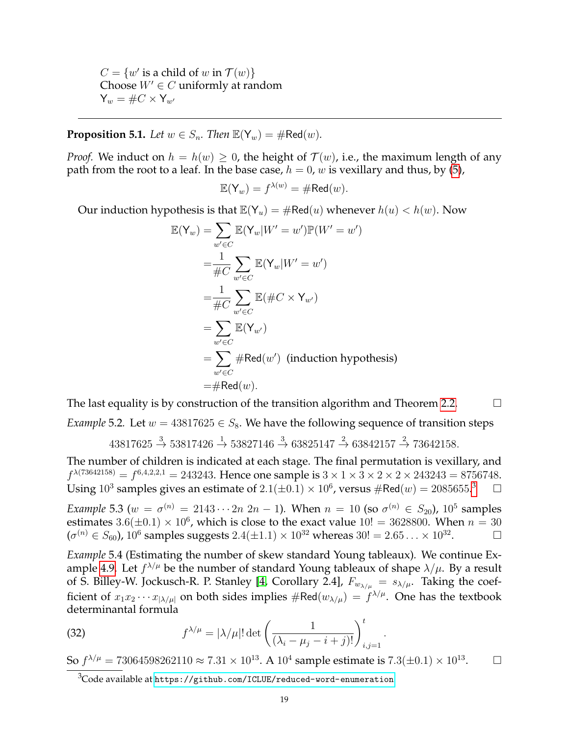$C = \{w' \text{ is a child of } w \text{ in } \mathcal{T}(w)\}$
Choose $W' \in C$ uniformly at random
$\mathsf{Y}_w = \#C \times \mathsf{Y}_{w'}$

---

**Proposition 5.1.** *Let $w \in S_n$. Then $\mathbb{E}(\mathsf{Y}_w) = \#\mathsf{Red}(w)$.*

*Proof.* We induct on $h = h(w) \geq 0$, the height of $\mathcal{T}(w)$, i.e., the maximum length of any path from the root to a leaf. In the base case, $h = 0$, $w$ is vexillary and thus, by (5),

$$\mathbb{E}(\mathsf{Y}_w) = f^{\lambda(w)} = \#\mathsf{Red}(w).$$

Our induction hypothesis is that $\mathbb{E}(\mathsf{Y}_u) = \#\mathsf{Red}(u)$ whenever $h(u) < h(w)$. Now

$$\begin{aligned}
\mathbb{E}(\mathsf{Y}_w) &= \sum_{w' \in C} \mathbb{E}(\mathsf{Y}_w | W' = w')\mathbb{P}(W' = w') \\
&= \frac{1}{\#C} \sum_{w' \in C} \mathbb{E}(\mathsf{Y}_w | W' = w') \\
&= \frac{1}{\#C} \sum_{w' \in C} \mathbb{E}(\#C \times \mathsf{Y}_{w'}) \\
&= \sum_{w' \in C} \mathbb{E}(\mathsf{Y}_{w'}) \\
&= \sum_{w' \in C} \#\mathsf{Red}(w') \ \text{ (induction hypothesis)} \\
&= \#\mathsf{Red}(w).
\end{aligned}$$

The last equality is by construction of the transition algorithm and Theorem 2.2. □

*Example* 5.2. Let $w = 43817625 \in S_8$. We have the following sequence of transition steps

$$43817625 \xrightarrow{3} 53817426 \xrightarrow{1} 53827146 \xrightarrow{3} 63825147 \xrightarrow{2} 63842157 \xrightarrow{2} 73642158.$$

The number of children is indicated at each stage. The final permutation is vexillary, and $f^{\lambda(73642158)} = f^{6,4,2,2,1} = 243243$. Hence one sample is $3 \times 1 \times 3 \times 2 \times 2 \times 243243 = 8756748$. Using $10^3$ samples gives an estimate of $2.1(\pm 0.1) \times 10^6$, versus $\#\mathsf{Red}(w) = 2085655$.[3] □

*Example* 5.3 ($w = \sigma^{(n)} = 2143 \cdots 2n\ 2n-1$). When $n = 10$ (so $\sigma^{(n)} \in S_{20}$), $10^5$ samples estimates $3.6(\pm 0.1) \times 10^6$, which is close to the exact value $10! = 3628800$. When $n = 30$ ($\sigma^{(n)} \in S_{60}$), $10^6$ samples suggests $2.4(\pm 1.1) \times 10^{32}$ whereas $30! = 2.65 \ldots \times 10^{32}$. □

*Example* 5.4 (Estimating the number of skew standard Young tableaux). We continue Example 4.9. Let $f^{\lambda/\mu}$ be the number of standard Young tableaux of shape $\lambda/\mu$. By a result of S. Billey-W. Jockusch-R. P. Stanley [4, Corollary 2.4], $F_{w_{\lambda/\mu}} = s_{\lambda/\mu}$. Taking the coefficient of $x_1 x_2 \cdots x_{|\lambda/\mu|}$ on both sides implies $\#\mathsf{Red}(w_{\lambda/\mu}) = f^{\lambda/\mu}$. One has the textbook determinantal formula

$$f^{\lambda/\mu} = |\lambda/\mu|! \det\left(\frac{1}{(\lambda_i - \mu_j - i + j)!}\right)_{i,j=1}^{t}. \tag{32}$$

So $f^{\lambda/\mu} = 73064598262110 \approx 7.31 \times 10^{13}$. A $10^4$ sample estimate is $7.3(\pm 0.1) \times 10^{13}$. □

[3] Code available at https://github.com/ICLUE/reduced-word-enumeration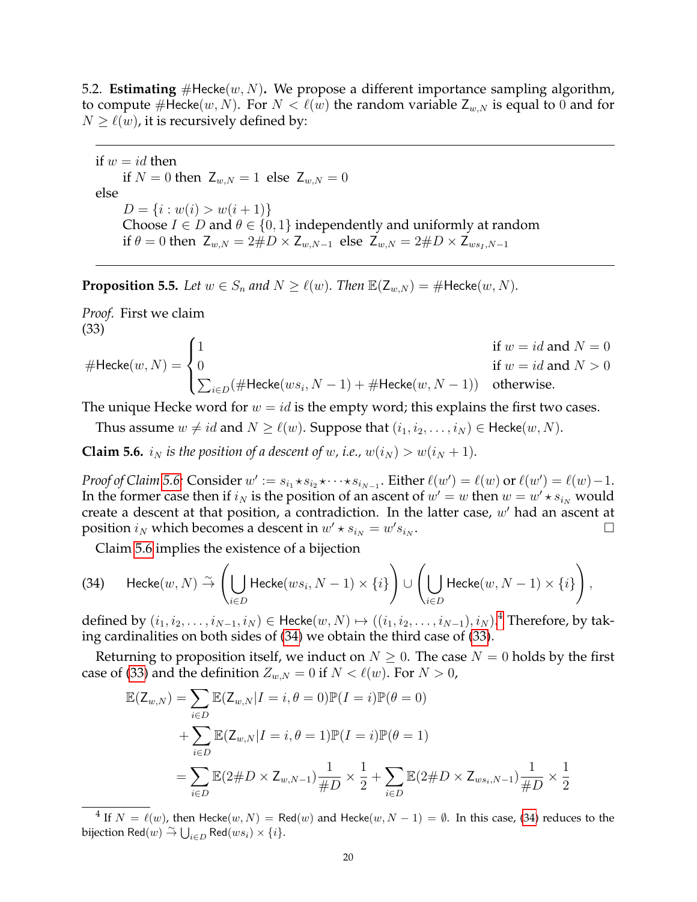5.2. **Estimating** $\#\mathsf{Hecke}(w, N)$**.** We propose a different importance sampling algorithm, to compute $\#\mathsf{Hecke}(w, N)$. For $N < \ell(w)$ the random variable $\mathsf{Z}_{w,N}$ is equal to 0 and for $N \geq \ell(w)$, it is recursively defined by:

---

if $w = id$ then
  if $N = 0$ then $\mathsf{Z}_{w,N} = 1$ else $\mathsf{Z}_{w,N} = 0$
else
  $D = \{i : w(i) > w(i+1)\}$
  Choose $I \in D$ and $\theta \in \{0, 1\}$ independently and uniformly at random
  if $\theta = 0$ then $\mathsf{Z}_{w,N} = 2\#D \times \mathsf{Z}_{w,N-1}$ else $\mathsf{Z}_{w,N} = 2\#D \times \mathsf{Z}_{ws_I,N-1}$

---

**Proposition 5.5.** *Let $w \in S_n$ and $N \geq \ell(w)$. Then $\mathbb{E}(\mathsf{Z}_{w,N}) = \#\mathsf{Hecke}(w, N)$.*

*Proof.* First we claim
(33)

$$\#\mathsf{Hecke}(w, N) = \begin{cases} 1 & \text{if } w = id \text{ and } N = 0 \\ 0 & \text{if } w = id \text{ and } N > 0 \\ \sum_{i \in D}(\#\mathsf{Hecke}(ws_i, N-1) + \#\mathsf{Hecke}(w, N-1)) & \text{otherwise.} \end{cases}$$

The unique Hecke word for $w = id$ is the empty word; this explains the first two cases.

Thus assume $w \neq id$ and $N \geq \ell(w)$. Suppose that $(i_1, i_2, \ldots, i_N) \in \mathsf{Hecke}(w, N)$.

**Claim 5.6.** *$i_N$ is the position of a descent of $w$, i.e., $w(i_N) > w(i_N + 1)$.*

*Proof of Claim 5.6:* Consider $w' := s_{i_1} \star s_{i_2} \star \cdots \star s_{i_{N-1}}$. Either $\ell(w') = \ell(w)$ or $\ell(w') = \ell(w) - 1$. In the former case then if $i_N$ is the position of an ascent of $w' = w$ then $w = w' \star s_{i_N}$ would create a descent at that position, a contradiction. In the latter case, $w'$ had an ascent at position $i_N$ which becomes a descent in $w' \star s_{i_N} = w's_{i_N}$. □

Claim 5.6 implies the existence of a bijection

$$\mathsf{Hecke}(w, N) \xrightarrow{\sim} \left(\bigcup_{i \in D} \mathsf{Hecke}(ws_i, N-1) \times \{i\}\right) \cup \left(\bigcup_{i \in D} \mathsf{Hecke}(w, N-1) \times \{i\}\right), \tag{34}$$

defined by $(i_1, i_2, \ldots, i_{N-1}, i_N) \in \mathsf{Hecke}(w, N) \mapsto ((i_1, i_2, \ldots, i_{N-1}), i_N)$.[4] Therefore, by taking cardinalities on both sides of (34) we obtain the third case of (33).

Returning to proposition itself, we induct on $N \geq 0$. The case $N = 0$ holds by the first case of (33) and the definition $Z_{w,N} = 0$ if $N < \ell(w)$. For $N > 0$,

$$\begin{aligned} \mathbb{E}(\mathsf{Z}_{w,N}) &= \sum_{i \in D} \mathbb{E}(\mathsf{Z}_{w,N} | I = i, \theta = 0)\mathbb{P}(I = i)\mathbb{P}(\theta = 0) \\ &\quad + \sum_{i \in D} \mathbb{E}(\mathsf{Z}_{w,N} | I = i, \theta = 1)\mathbb{P}(I = i)\mathbb{P}(\theta = 1) \\ &= \sum_{i \in D} \mathbb{E}(2\#D \times \mathsf{Z}_{w,N-1})\frac{1}{\#D} \times \frac{1}{2} + \sum_{i \in D} \mathbb{E}(2\#D \times \mathsf{Z}_{ws_i,N-1})\frac{1}{\#D} \times \frac{1}{2} \end{aligned}$$

---

[4] If $N = \ell(w)$, then $\mathsf{Hecke}(w, N) = \mathsf{Red}(w)$ and $\mathsf{Hecke}(w, N-1) = \emptyset$. In this case, (34) reduces to the bijection $\mathsf{Red}(w) \xrightarrow{\sim} \bigcup_{i \in D} \mathsf{Red}(ws_i) \times \{i\}$.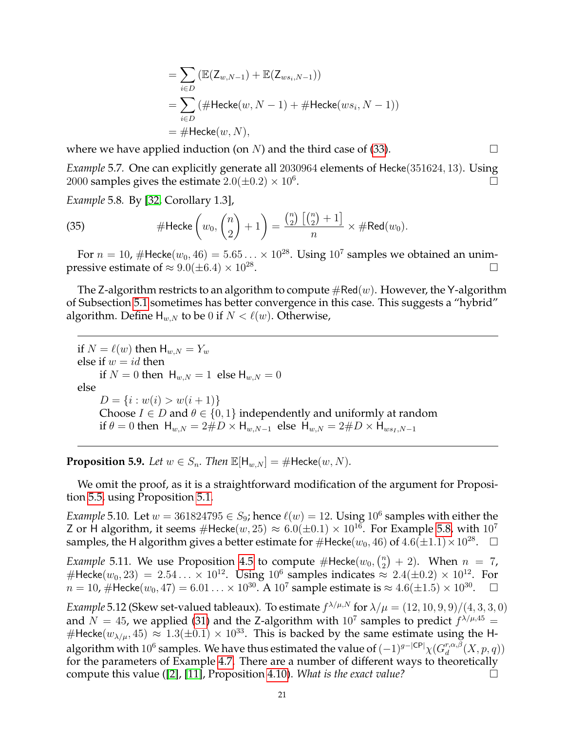$$
\begin{aligned}
&= \sum_{i\in D} \left(\mathbb{E}(\mathsf{Z}_{w,N-1}) + \mathbb{E}(\mathsf{Z}_{ws_i,N-1})\right)\\
&= \sum_{i\in D} \left(\#\mathsf{Hecke}(w,N-1) + \#\mathsf{Hecke}(ws_i,N-1)\right)\\
&= \#\mathsf{Hecke}(w,N),
\end{aligned}
$$

where we have applied induction (on $N$) and the third case of (33). □

*Example* 5.7. One can explicitly generate all 2030964 elements of $\mathsf{Hecke}(351624, 13)$. Using 2000 samples gives the estimate $2.0(\pm 0.2) \times 10^6$. □

*Example* 5.8. By [32, Corollary 1.3],

$$
\#\mathsf{Hecke}\left(w_0, \binom{n}{2}+1\right) = \frac{\binom{n}{2}\left[\binom{n}{2}+1\right]}{n} \times \#\mathsf{Red}(w_0). \tag{35}
$$

For $n = 10$, $\#\mathsf{Hecke}(w_0, 46) = 5.65\ldots \times 10^{28}$. Using $10^7$ samples we obtained an unimpressive estimate of $\approx 9.0(\pm 6.4) \times 10^{28}$. □

The $\mathsf{Z}$-algorithm restricts to an algorithm to compute $\#\mathsf{Red}(w)$. However, the $\mathsf{Y}$-algorithm of Subsection 5.1 sometimes has better convergence in this case. This suggests a "hybrid" algorithm. Define $\mathsf{H}_{w,N}$ to be 0 if $N < \ell(w)$. Otherwise,

---

if $N = \ell(w)$ then $\mathsf{H}_{w,N} = Y_w$
else if $w = id$ then
  if $N = 0$ then $\mathsf{H}_{w,N} = 1$ else $\mathsf{H}_{w,N} = 0$
else
  $D = \{i : w(i) > w(i+1)\}$
  Choose $I \in D$ and $\theta \in \{0, 1\}$ independently and uniformly at random
  if $\theta = 0$ then $\mathsf{H}_{w,N} = 2\#D \times \mathsf{H}_{w,N-1}$ else $\mathsf{H}_{w,N} = 2\#D \times \mathsf{H}_{ws_I,N-1}$

---

**Proposition 5.9.** *Let $w \in S_n$. Then $\mathbb{E}[\mathsf{H}_{w,N}] = \#\mathsf{Hecke}(w, N)$.*

We omit the proof, as it is a straightforward modification of the argument for Proposition 5.5, using Proposition 5.1.

*Example* 5.10. Let $w = 361824795 \in S_9$; hence $\ell(w) = 12$. Using $10^6$ samples with either the $\mathsf{Z}$ or $\mathsf{H}$ algorithm, it seems $\#\mathsf{Hecke}(w, 25) \approx 6.0(\pm 0.1) \times 10^{16}$. For Example 5.8, with $10^7$ samples, the $\mathsf{H}$ algorithm gives a better estimate for $\#\mathsf{Hecke}(w_0, 46)$ of $4.6(\pm 1.1) \times 10^{28}$. □

*Example* 5.11. We use Proposition 4.5 to compute $\#\mathsf{Hecke}(w_0, \binom{n}{2} + 2)$. When $n = 7$, $\#\mathsf{Hecke}(w_0, 23) = 2.54\ldots \times 10^{12}$. Using $10^6$ samples indicates $\approx 2.4(\pm 0.2) \times 10^{12}$. For $n = 10$, $\#\mathsf{Hecke}(w_0, 47) = 6.01\ldots \times 10^{30}$. A $10^7$ sample estimate is $\approx 4.6(\pm 1.5) \times 10^{30}$. □

*Example* 5.12 (Skew set-valued tableaux). To estimate $f^{\lambda/\mu,N}$ for $\lambda/\mu = (12, 10, 9, 9)/(4, 3, 3, 0)$ and $N = 45$, we applied (31) and the $\mathsf{Z}$-algorithm with $10^7$ samples to predict $f^{\lambda/\mu,45} = \#\mathsf{Hecke}(w_{\lambda/\mu}, 45) \approx 1.3(\pm 0.1) \times 10^{33}$. This is backed by the same estimate using the $\mathsf{H}$-algorithm with $10^6$ samples. We have thus estimated the value of $(-1)^{g-|\mathsf{CP}|}\chi(G_d^{r,\alpha,\beta}(X, p, q))$ for the parameters of Example 4.7. There are a number of different ways to theoretically compute this value ([2], [11], Proposition 4.10). *What is the exact value?* □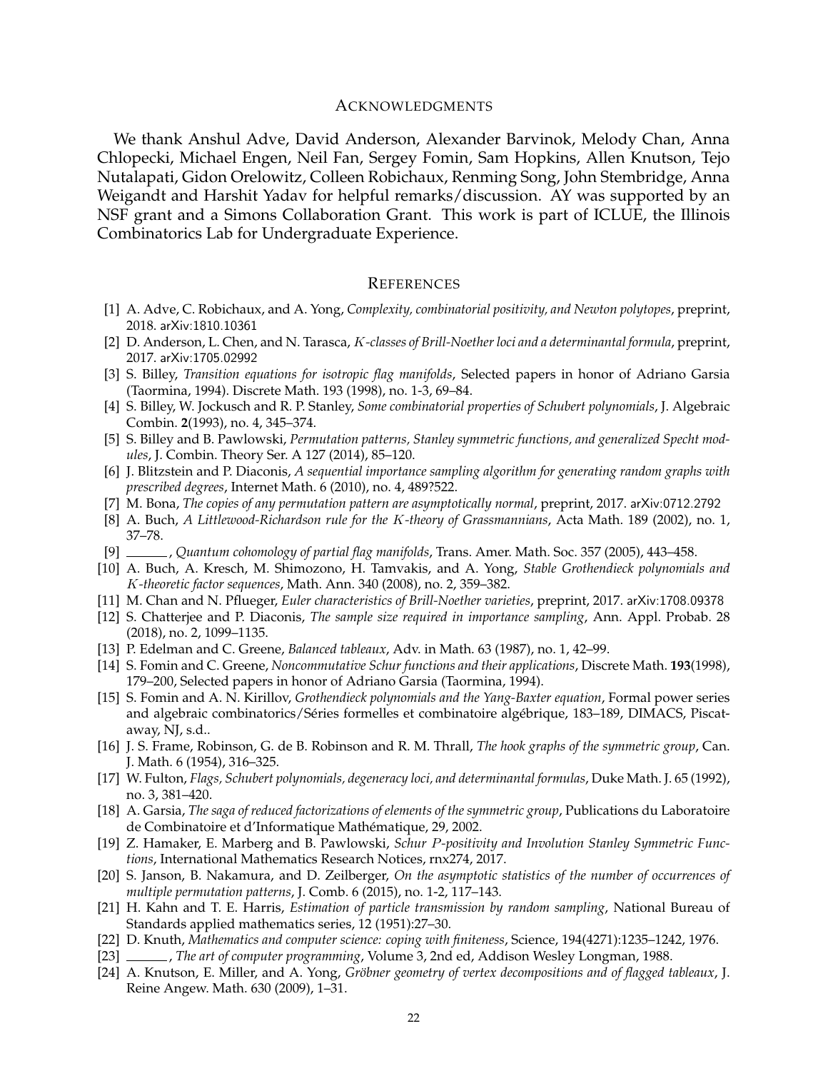## Acknowledgments

We thank Anshul Adve, David Anderson, Alexander Barvinok, Melody Chan, Anna Chlopecki, Michael Engen, Neil Fan, Sergey Fomin, Sam Hopkins, Allen Knutson, Tejo Nutalapati, Gidon Orelowitz, Colleen Robichaux, Renming Song, John Stembridge, Anna Weigandt and Harshit Yadav for helpful remarks/discussion. AY was supported by an NSF grant and a Simons Collaboration Grant. This work is part of ICLUE, the Illinois Combinatorics Lab for Undergraduate Experience.

## References

[1] A. Adve, C. Robichaux, and A. Yong, *Complexity, combinatorial positivity, and Newton polytopes*, preprint, 2018. arXiv:1810.10361

[2] D. Anderson, L. Chen, and N. Tarasca, *$K$-classes of Brill-Noether loci and a determinantal formula*, preprint, 2017. arXiv:1705.02992

[3] S. Billey, *Transition equations for isotropic flag manifolds*, Selected papers in honor of Adriano Garsia (Taormina, 1994). Discrete Math. 193 (1998), no. 1-3, 69–84.

[4] S. Billey, W. Jockusch and R. P. Stanley, *Some combinatorial properties of Schubert polynomials*, J. Algebraic Combin. **2**(1993), no. 4, 345–374.

[5] S. Billey and B. Pawlowski, *Permutation patterns, Stanley symmetric functions, and generalized Specht modules*, J. Combin. Theory Ser. A 127 (2014), 85–120.

[6] J. Blitzstein and P. Diaconis, *A sequential importance sampling algorithm for generating random graphs with prescribed degrees*, Internet Math. 6 (2010), no. 4, 489?522.

[7] M. Bona, *The copies of any permutation pattern are asymptotically normal*, preprint, 2017. arXiv:0712.2792

[8] A. Buch, *A Littlewood-Richardson rule for the $K$-theory of Grassmannians*, Acta Math. 189 (2002), no. 1, 37–78.

[9] ______, *Quantum cohomology of partial flag manifolds*, Trans. Amer. Math. Soc. 357 (2005), 443–458.

[10] A. Buch, A. Kresch, M. Shimozono, H. Tamvakis, and A. Yong, *Stable Grothendieck polynomials and $K$-theoretic factor sequences*, Math. Ann. 340 (2008), no. 2, 359–382.

[11] M. Chan and N. Pflueger, *Euler characteristics of Brill-Noether varieties*, preprint, 2017. arXiv:1708.09378

[12] S. Chatterjee and P. Diaconis, *The sample size required in importance sampling*, Ann. Appl. Probab. 28 (2018), no. 2, 1099–1135.

[13] P. Edelman and C. Greene, *Balanced tableaux*, Adv. in Math. 63 (1987), no. 1, 42–99.

[14] S. Fomin and C. Greene, *Noncommutative Schur functions and their applications*, Discrete Math. **193**(1998), 179–200, Selected papers in honor of Adriano Garsia (Taormina, 1994).

[15] S. Fomin and A. N. Kirillov, *Grothendieck polynomials and the Yang-Baxter equation*, Formal power series and algebraic combinatorics/Séries formelles et combinatoire algébrique, 183–189, DIMACS, Piscataway, NJ, s.d..

[16] J. S. Frame, Robinson, G. de B. Robinson and R. M. Thrall, *The hook graphs of the symmetric group*, Can. J. Math. 6 (1954), 316–325.

[17] W. Fulton, *Flags, Schubert polynomials, degeneracy loci, and determinantal formulas*, Duke Math. J. 65 (1992), no. 3, 381–420.

[18] A. Garsia, *The saga of reduced factorizations of elements of the symmetric group*, Publications du Laboratoire de Combinatoire et d'Informatique Mathématique, 29, 2002.

[19] Z. Hamaker, E. Marberg and B. Pawlowski, *Schur $P$-positivity and Involution Stanley Symmetric Functions*, International Mathematics Research Notices, rnx274, 2017.

[20] S. Janson, B. Nakamura, and D. Zeilberger, *On the asymptotic statistics of the number of occurrences of multiple permutation patterns*, J. Comb. 6 (2015), no. 1-2, 117–143.

[21] H. Kahn and T. E. Harris, *Estimation of particle transmission by random sampling*, National Bureau of Standards applied mathematics series, 12 (1951):27–30.

[22] D. Knuth, *Mathematics and computer science: coping with finiteness*, Science, 194(4271):1235–1242, 1976.

[23] ______, *The art of computer programming*, Volume 3, 2nd ed, Addison Wesley Longman, 1988.

[24] A. Knutson, E. Miller, and A. Yong, *Gröbner geometry of vertex decompositions and of flagged tableaux*, J. Reine Angew. Math. 630 (2009), 1–31.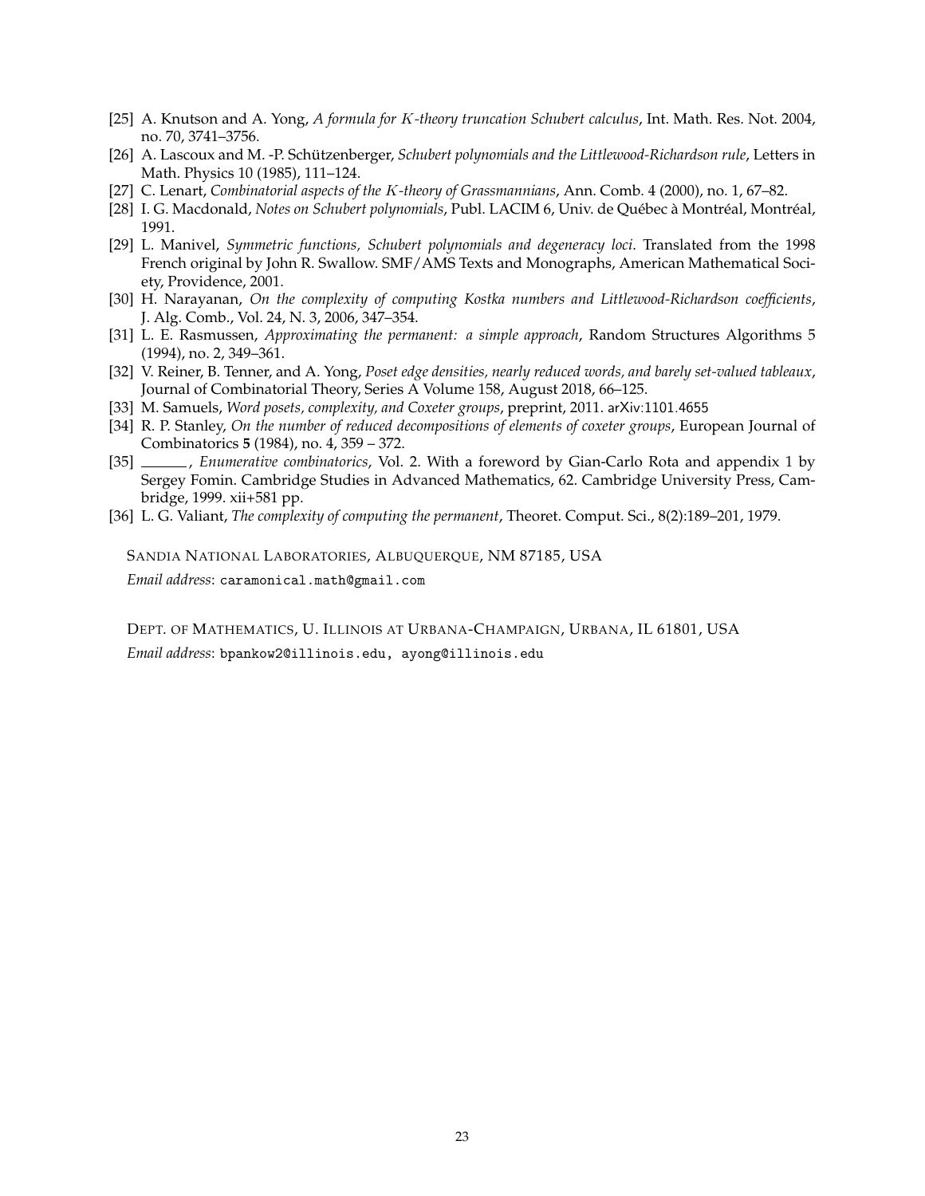[25] A. Knutson and A. Yong, *A formula for $K$-theory truncation Schubert calculus*, Int. Math. Res. Not. 2004, no. 70, 3741–3756.

[26] A. Lascoux and M. -P. Schützenberger, *Schubert polynomials and the Littlewood-Richardson rule*, Letters in Math. Physics 10 (1985), 111–124.

[27] C. Lenart, *Combinatorial aspects of the $K$-theory of Grassmannians*, Ann. Comb. 4 (2000), no. 1, 67–82.

[28] I. G. Macdonald, *Notes on Schubert polynomials*, Publ. LACIM 6, Univ. de Québec à Montréal, Montréal, 1991.

[29] L. Manivel, *Symmetric functions, Schubert polynomials and degeneracy loci*. Translated from the 1998 French original by John R. Swallow. SMF/AMS Texts and Monographs, American Mathematical Society, Providence, 2001.

[30] H. Narayanan, *On the complexity of computing Kostka numbers and Littlewood-Richardson coefficients*, J. Alg. Comb., Vol. 24, N. 3, 2006, 347–354.

[31] L. E. Rasmussen, *Approximating the permanent: a simple approach*, Random Structures Algorithms 5 (1994), no. 2, 349–361.

[32] V. Reiner, B. Tenner, and A. Yong, *Poset edge densities, nearly reduced words, and barely set-valued tableaux*, Journal of Combinatorial Theory, Series A Volume 158, August 2018, 66–125.

[33] M. Samuels, *Word posets, complexity, and Coxeter groups*, preprint, 2011. arXiv:1101.4655

[34] R. P. Stanley, *On the number of reduced decompositions of elements of coxeter groups*, European Journal of Combinatorics **5** (1984), no. 4, 359 – 372.

[35] ______, *Enumerative combinatorics*, Vol. 2. With a foreword by Gian-Carlo Rota and appendix 1 by Sergey Fomin. Cambridge Studies in Advanced Mathematics, 62. Cambridge University Press, Cambridge, 1999. xii+581 pp.

[36] L. G. Valiant, *The complexity of computing the permanent*, Theoret. Comput. Sci., 8(2):189–201, 1979.

SANDIA NATIONAL LABORATORIES, ALBUQUERQUE, NM 87185, USA

*Email address*: caramonical.math@gmail.com

DEPT. OF MATHEMATICS, U. ILLINOIS AT URBANA-CHAMPAIGN, URBANA, IL 61801, USA

*Email address*: bpankow2@illinois.edu, ayong@illinois.edu